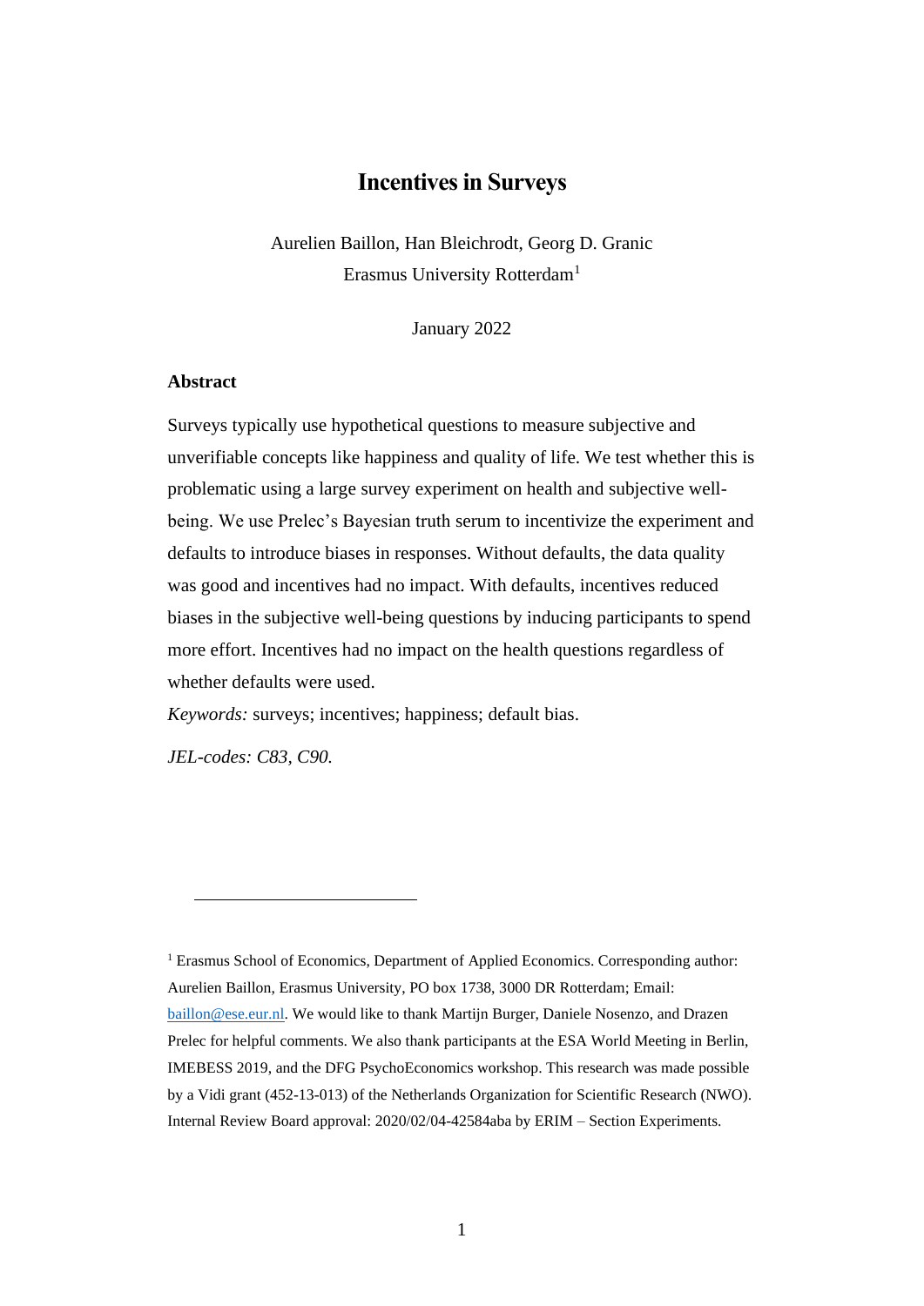# Incentives in Surveys

Aurelien Baillon, Han Bleichrodt, Georg D. Granic

Erasmus University Rotterdam[1]

January 2022

### Abstract

Surveys typically use hypothetical questions to measure subjective and unverifiable concepts like happiness and quality of life. We test whether this is problematic using a large survey experiment on health and subjective well-being. We use Prelec's Bayesian truth serum to incentivize the experiment and defaults to introduce biases in responses. Without defaults, the data quality was good and incentives had no impact. With defaults, incentives reduced biases in the subjective well-being questions by inducing participants to spend more effort. Incentives had no impact on the health questions regardless of whether defaults were used.

*Keywords:* surveys; incentives; happiness; default bias.

*JEL-codes: C83, C90.*

---

[1] Erasmus School of Economics, Department of Applied Economics. Corresponding author: Aurelien Baillon, Erasmus University, PO box 1738, 3000 DR Rotterdam; Email: baillon@ese.eur.nl. We would like to thank Martijn Burger, Daniele Nosenzo, and Drazen Prelec for helpful comments. We also thank participants at the ESA World Meeting in Berlin, IMEBESS 2019, and the DFG PsychoEconomics workshop. This research was made possible by a Vidi grant (452-13-013) of the Netherlands Organization for Scientific Research (NWO). Internal Review Board approval: 2020/02/04-42584aba by ERIM – Section Experiments.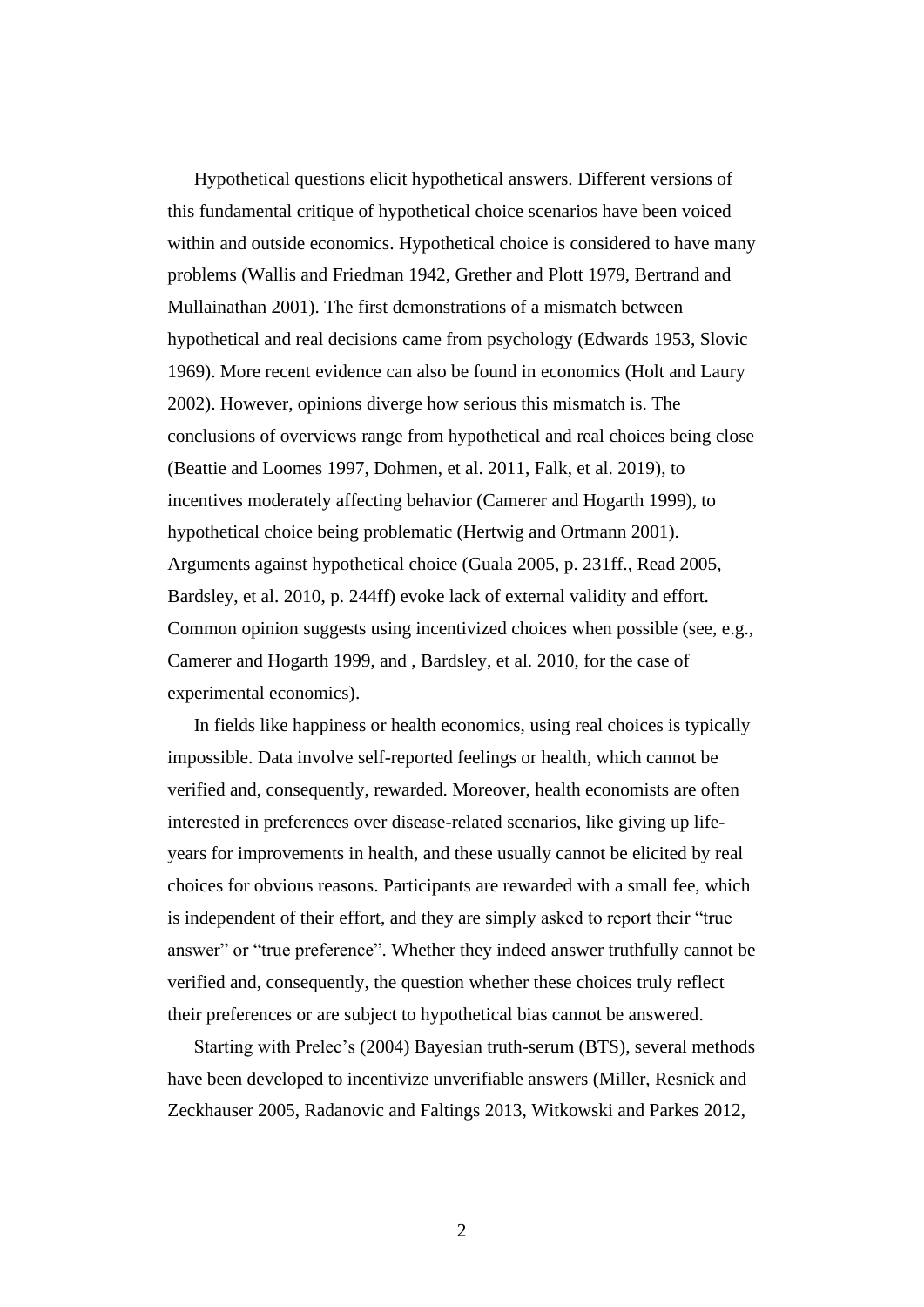Hypothetical questions elicit hypothetical answers. Different versions of this fundamental critique of hypothetical choice scenarios have been voiced within and outside economics. Hypothetical choice is considered to have many problems (Wallis and Friedman 1942, Grether and Plott 1979, Bertrand and Mullainathan 2001). The first demonstrations of a mismatch between hypothetical and real decisions came from psychology (Edwards 1953, Slovic 1969). More recent evidence can also be found in economics (Holt and Laury 2002). However, opinions diverge how serious this mismatch is. The conclusions of overviews range from hypothetical and real choices being close (Beattie and Loomes 1997, Dohmen, et al. 2011, Falk, et al. 2019), to incentives moderately affecting behavior (Camerer and Hogarth 1999), to hypothetical choice being problematic (Hertwig and Ortmann 2001). Arguments against hypothetical choice (Guala 2005, p. 231ff., Read 2005, Bardsley, et al. 2010, p. 244ff) evoke lack of external validity and effort. Common opinion suggests using incentivized choices when possible (see, e.g., Camerer and Hogarth 1999, and , Bardsley, et al. 2010, for the case of experimental economics).

In fields like happiness or health economics, using real choices is typically impossible. Data involve self-reported feelings or health, which cannot be verified and, consequently, rewarded. Moreover, health economists are often interested in preferences over disease-related scenarios, like giving up life-years for improvements in health, and these usually cannot be elicited by real choices for obvious reasons. Participants are rewarded with a small fee, which is independent of their effort, and they are simply asked to report their "true answer" or "true preference". Whether they indeed answer truthfully cannot be verified and, consequently, the question whether these choices truly reflect their preferences or are subject to hypothetical bias cannot be answered.

Starting with Prelec's (2004) Bayesian truth-serum (BTS), several methods have been developed to incentivize unverifiable answers (Miller, Resnick and Zeckhauser 2005, Radanovic and Faltings 2013, Witkowski and Parkes 2012,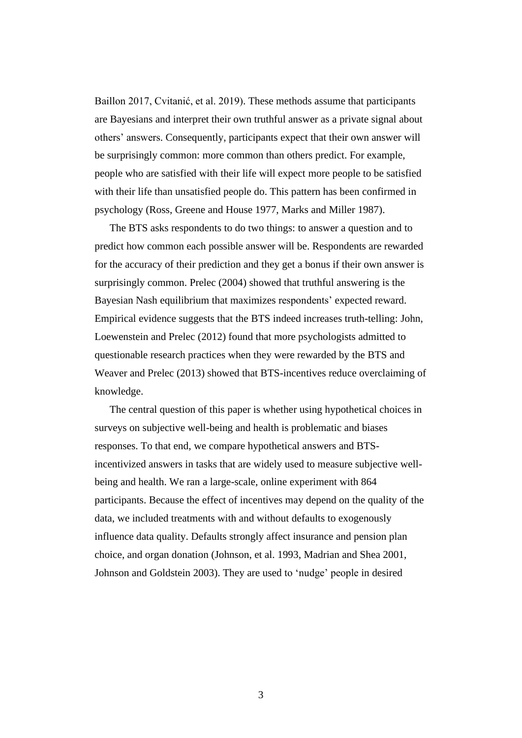Baillon 2017, Cvitanić, et al. 2019). These methods assume that participants are Bayesians and interpret their own truthful answer as a private signal about others' answers. Consequently, participants expect that their own answer will be surprisingly common: more common than others predict. For example, people who are satisfied with their life will expect more people to be satisfied with their life than unsatisfied people do. This pattern has been confirmed in psychology (Ross, Greene and House 1977, Marks and Miller 1987).

The BTS asks respondents to do two things: to answer a question and to predict how common each possible answer will be. Respondents are rewarded for the accuracy of their prediction and they get a bonus if their own answer is surprisingly common. Prelec (2004) showed that truthful answering is the Bayesian Nash equilibrium that maximizes respondents' expected reward. Empirical evidence suggests that the BTS indeed increases truth-telling: John, Loewenstein and Prelec (2012) found that more psychologists admitted to questionable research practices when they were rewarded by the BTS and Weaver and Prelec (2013) showed that BTS-incentives reduce overclaiming of knowledge.

The central question of this paper is whether using hypothetical choices in surveys on subjective well-being and health is problematic and biases responses. To that end, we compare hypothetical answers and BTS-incentivized answers in tasks that are widely used to measure subjective well-being and health. We ran a large-scale, online experiment with 864 participants. Because the effect of incentives may depend on the quality of the data, we included treatments with and without defaults to exogenously influence data quality. Defaults strongly affect insurance and pension plan choice, and organ donation (Johnson, et al. 1993, Madrian and Shea 2001, Johnson and Goldstein 2003). They are used to 'nudge' people in desired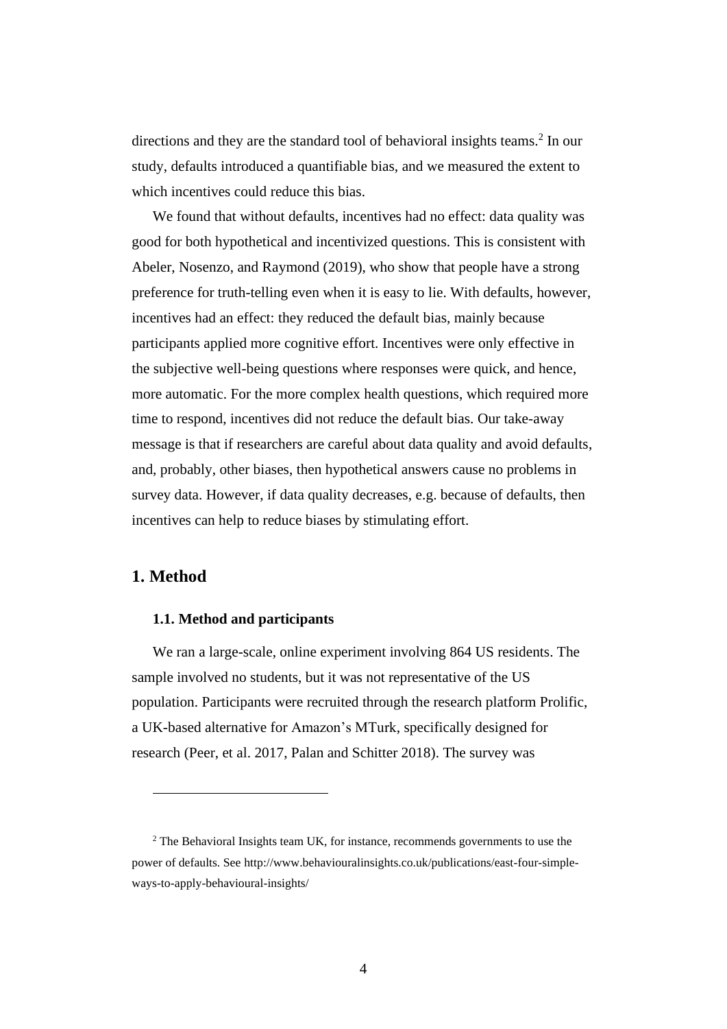directions and they are the standard tool of behavioral insights teams.[2] In our study, defaults introduced a quantifiable bias, and we measured the extent to which incentives could reduce this bias.

We found that without defaults, incentives had no effect: data quality was good for both hypothetical and incentivized questions. This is consistent with Abeler, Nosenzo, and Raymond (2019), who show that people have a strong preference for truth-telling even when it is easy to lie. With defaults, however, incentives had an effect: they reduced the default bias, mainly because participants applied more cognitive effort. Incentives were only effective in the subjective well-being questions where responses were quick, and hence, more automatic. For the more complex health questions, which required more time to respond, incentives did not reduce the default bias. Our take-away message is that if researchers are careful about data quality and avoid defaults, and, probably, other biases, then hypothetical answers cause no problems in survey data. However, if data quality decreases, e.g. because of defaults, then incentives can help to reduce biases by stimulating effort.

# 1. Method

## 1.1. Method and participants

We ran a large-scale, online experiment involving 864 US residents. The sample involved no students, but it was not representative of the US population. Participants were recruited through the research platform Prolific, a UK-based alternative for Amazon's MTurk, specifically designed for research (Peer, et al. 2017, Palan and Schitter 2018). The survey was

---

[2] The Behavioral Insights team UK, for instance, recommends governments to use the power of defaults. See http://www.behaviouralinsights.co.uk/publications/east-four-simple-ways-to-apply-behavioural-insights/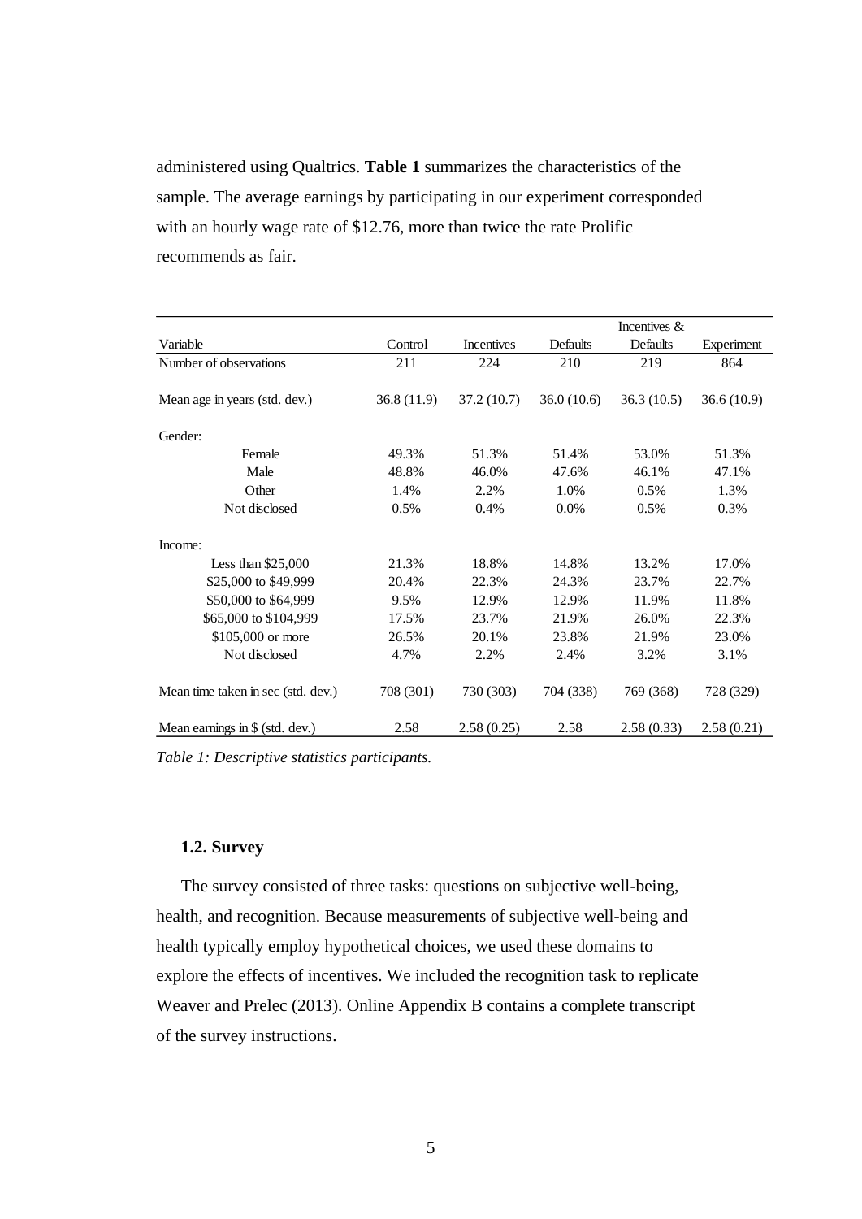administered using Qualtrics. **Table 1** summarizes the characteristics of the sample. The average earnings by participating in our experiment corresponded with an hourly wage rate of $12.76, more than twice the rate Prolific recommends as fair.

| Variable | Control | Incentives | Defaults | Incentives & Defaults | Experiment |
|---|---|---|---|---|---|
| Number of observations | 211 | 224 | 210 | 219 | 864 |
| Mean age in years (std. dev.) | 36.8 (11.9) | 37.2 (10.7) | 36.0 (10.6) | 36.3 (10.5) | 36.6 (10.9) |
| Gender: | | | | | |
| Female | 49.3% | 51.3% | 51.4% | 53.0% | 51.3% |
| Male | 48.8% | 46.0% | 47.6% | 46.1% | 47.1% |
| Other | 1.4% | 2.2% | 1.0% | 0.5% | 1.3% |
| Not disclosed | 0.5% | 0.4% | 0.0% | 0.5% | 0.3% |
| Income: | | | | | |
| Less than $25,000 | 21.3% | 18.8% | 14.8% | 13.2% | 17.0% |
| $25,000 to $49,999 | 20.4% | 22.3% | 24.3% | 23.7% | 22.7% |
| $50,000 to $64,999 | 9.5% | 12.9% | 12.9% | 11.9% | 11.8% |
| $65,000 to $104,999 | 17.5% | 23.7% | 21.9% | 26.0% | 22.3% |
| $105,000 or more | 26.5% | 20.1% | 23.8% | 21.9% | 23.0% |
| Not disclosed | 4.7% | 2.2% | 2.4% | 3.2% | 3.1% |
| Mean time taken in sec (std. dev.) | 708 (301) | 730 (303) | 704 (338) | 769 (368) | 728 (329) |
| Mean earnings in $ (std. dev.) | 2.58 | 2.58 (0.25) | 2.58 | 2.58 (0.33) | 2.58 (0.21) |

*Table 1: Descriptive statistics participants.*

### 1.2. Survey

The survey consisted of three tasks: questions on subjective well-being, health, and recognition. Because measurements of subjective well-being and health typically employ hypothetical choices, we used these domains to explore the effects of incentives. We included the recognition task to replicate Weaver and Prelec (2013). Online Appendix B contains a complete transcript of the survey instructions.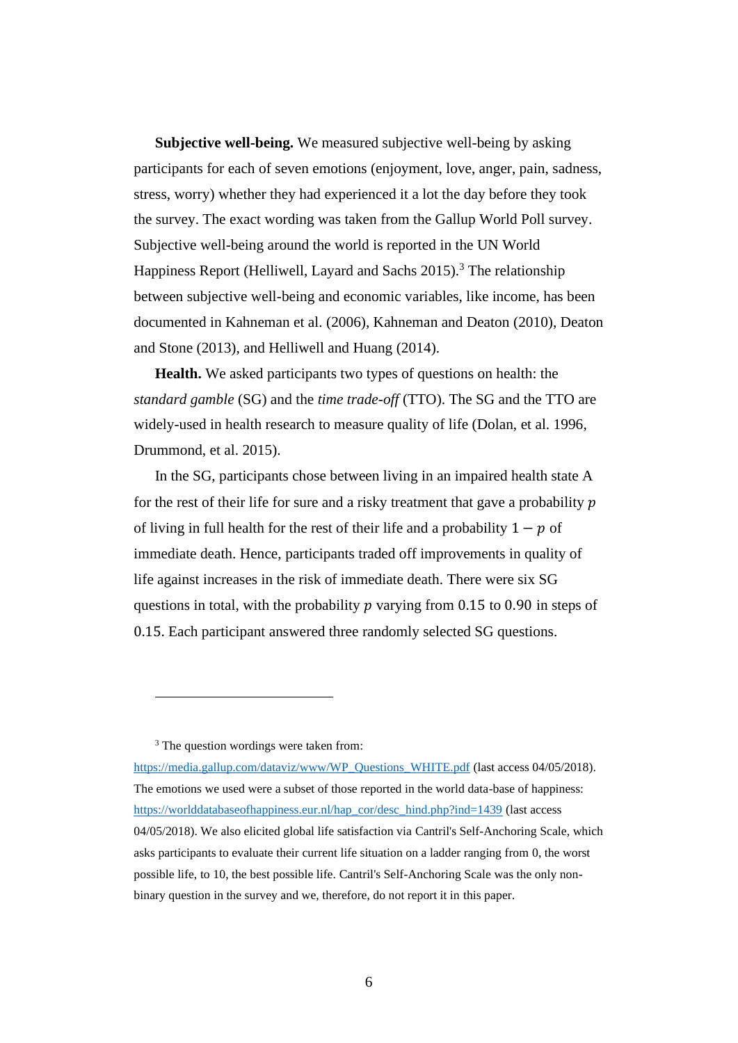**Subjective well-being.** We measured subjective well-being by asking participants for each of seven emotions (enjoyment, love, anger, pain, sadness, stress, worry) whether they had experienced it a lot the day before they took the survey. The exact wording was taken from the Gallup World Poll survey. Subjective well-being around the world is reported in the UN World Happiness Report (Helliwell, Layard and Sachs 2015).[3] The relationship between subjective well-being and economic variables, like income, has been documented in Kahneman et al. (2006), Kahneman and Deaton (2010), Deaton and Stone (2013), and Helliwell and Huang (2014).

**Health.** We asked participants two types of questions on health: the *standard gamble* (SG) and the *time trade-off* (TTO). The SG and the TTO are widely-used in health research to measure quality of life (Dolan, et al. 1996, Drummond, et al. 2015).

In the SG, participants chose between living in an impaired health state A for the rest of their life for sure and a risky treatment that gave a probability $p$ of living in full health for the rest of their life and a probability $1 - p$ of immediate death. Hence, participants traded off improvements in quality of life against increases in the risk of immediate death. There were six SG questions in total, with the probability $p$ varying from $0.15$ to $0.90$ in steps of $0.15$. Each participant answered three randomly selected SG questions.

---

[3] The question wordings were taken from: https://media.gallup.com/dataviz/www/WP_Questions_WHITE.pdf (last access 04/05/2018). The emotions we used were a subset of those reported in the world data-base of happiness: https://worlddatabaseofhappiness.eur.nl/hap_cor/desc_hind.php?ind=1439 (last access 04/05/2018). We also elicited global life satisfaction via Cantril's Self-Anchoring Scale, which asks participants to evaluate their current life situation on a ladder ranging from 0, the worst possible life, to 10, the best possible life. Cantril's Self-Anchoring Scale was the only non-binary question in the survey and we, therefore, do not report it in this paper.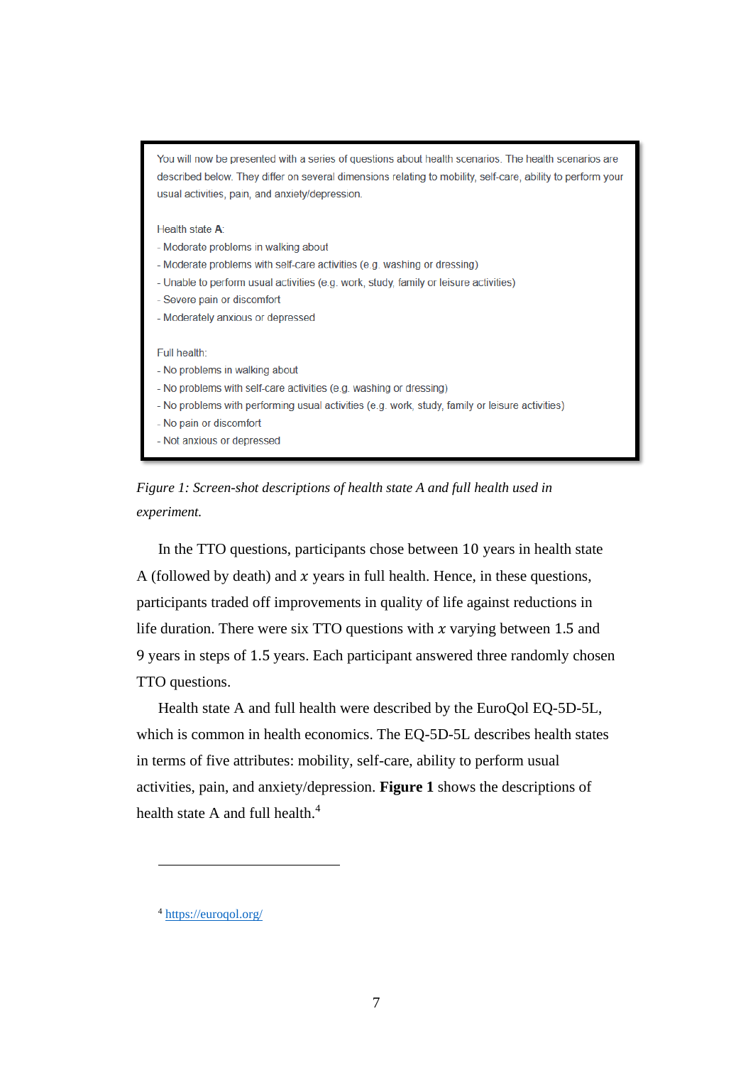You will now be presented with a series of questions about health scenarios. The health scenarios are described below. They differ on several dimensions relating to mobility, self-care, ability to perform your usual activities, pain, and anxiety/depression.

Health state **A**:
- Moderate problems in walking about
- Moderate problems with self-care activities (e.g. washing or dressing)
- Unable to perform usual activities (e.g. work, study, family or leisure activities)
- Severe pain or discomfort
- Moderately anxious or depressed

Full health:
- No problems in walking about
- No problems with self-care activities (e.g. washing or dressing)
- No problems with performing usual activities (e.g. work, study, family or leisure activities)
- No pain or discomfort
- Not anxious or depressed

*Figure 1: Screen-shot descriptions of health state A and full health used in experiment.*

In the TTO questions, participants chose between 10 years in health state A (followed by death) and $x$ years in full health. Hence, in these questions, participants traded off improvements in quality of life against reductions in life duration. There were six TTO questions with $x$ varying between 1.5 and 9 years in steps of 1.5 years. Each participant answered three randomly chosen TTO questions.

Health state A and full health were described by the EuroQol EQ-5D-5L, which is common in health economics. The EQ-5D-5L describes health states in terms of five attributes: mobility, self-care, ability to perform usual activities, pain, and anxiety/depression. **Figure 1** shows the descriptions of health state A and full health.[4]

---

[4] https://euroqol.org/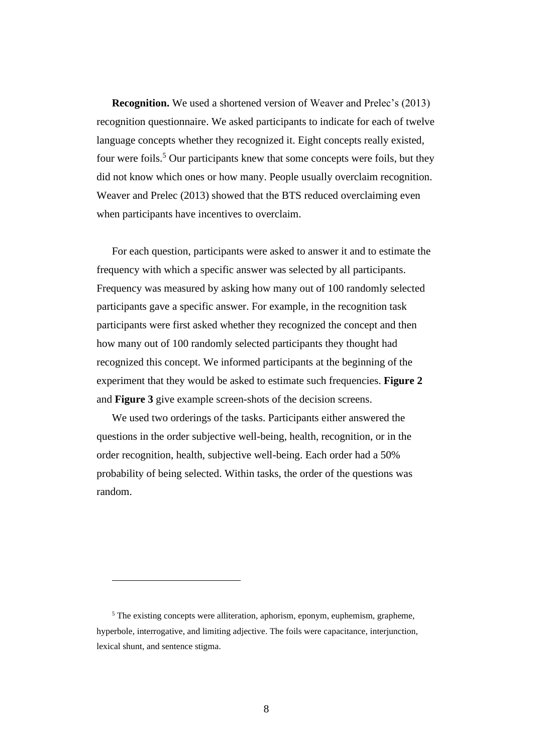**Recognition.** We used a shortened version of Weaver and Prelec's (2013) recognition questionnaire. We asked participants to indicate for each of twelve language concepts whether they recognized it. Eight concepts really existed, four were foils.[5] Our participants knew that some concepts were foils, but they did not know which ones or how many. People usually overclaim recognition. Weaver and Prelec (2013) showed that the BTS reduced overclaiming even when participants have incentives to overclaim.

For each question, participants were asked to answer it and to estimate the frequency with which a specific answer was selected by all participants. Frequency was measured by asking how many out of 100 randomly selected participants gave a specific answer. For example, in the recognition task participants were first asked whether they recognized the concept and then how many out of 100 randomly selected participants they thought had recognized this concept. We informed participants at the beginning of the experiment that they would be asked to estimate such frequencies. **Figure 2** and **Figure 3** give example screen-shots of the decision screens.

We used two orderings of the tasks. Participants either answered the questions in the order subjective well-being, health, recognition, or in the order recognition, health, subjective well-being. Each order had a 50% probability of being selected. Within tasks, the order of the questions was random.

---

[5] The existing concepts were alliteration, aphorism, eponym, euphemism, grapheme, hyperbole, interrogative, and limiting adjective. The foils were capacitance, interjunction, lexical shunt, and sentence stigma.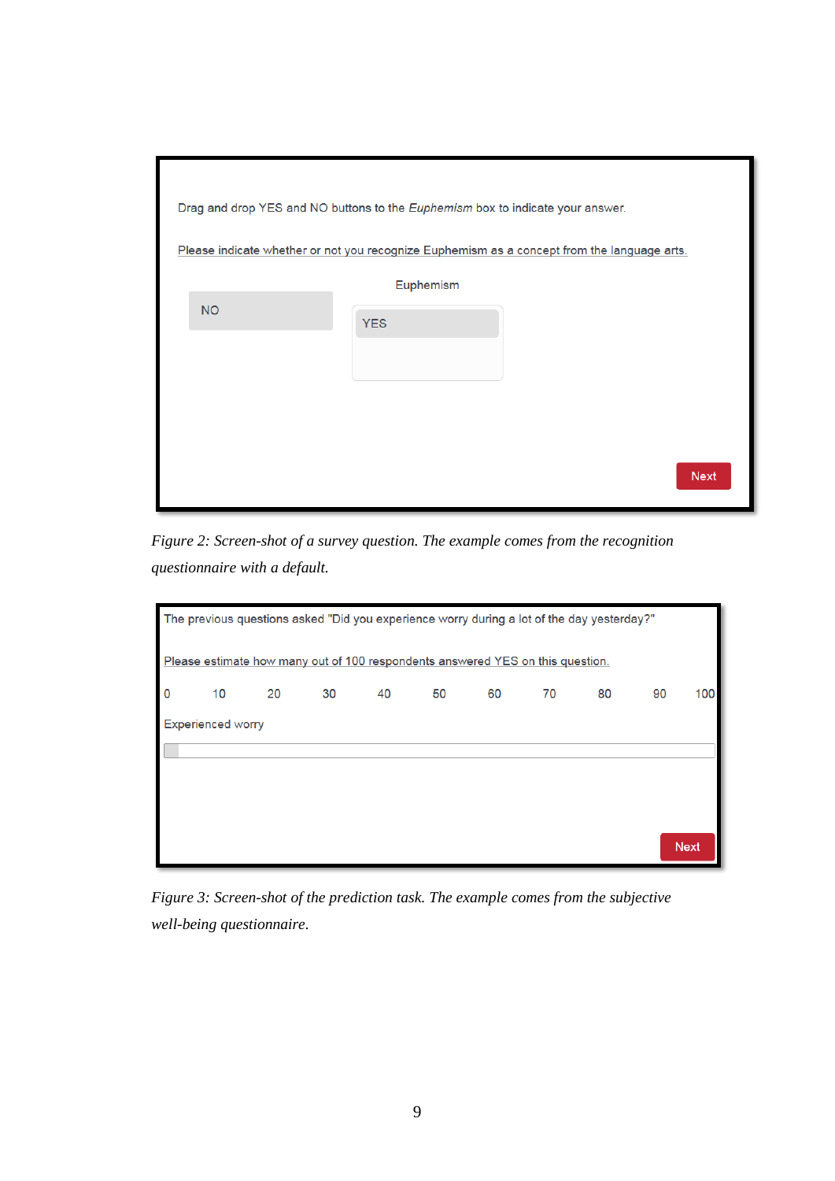Drag and drop YES and NO buttons to the *Euphemism* box to indicate your answer.

Please indicate whether or not you recognize Euphemism as a concept from the language arts.

NO

Euphemism

YES

Next

*Figure 2: Screen-shot of a survey question. The example comes from the recognition questionnaire with a default.*

The previous questions asked "Did you experience worry during a lot of the day yesterday?"

Please estimate how many out of 100 respondents answered YES on this question.

0 10 20 30 40 50 60 70 80 90 100

Experienced worry

Next

*Figure 3: Screen-shot of the prediction task. The example comes from the subjective well-being questionnaire.*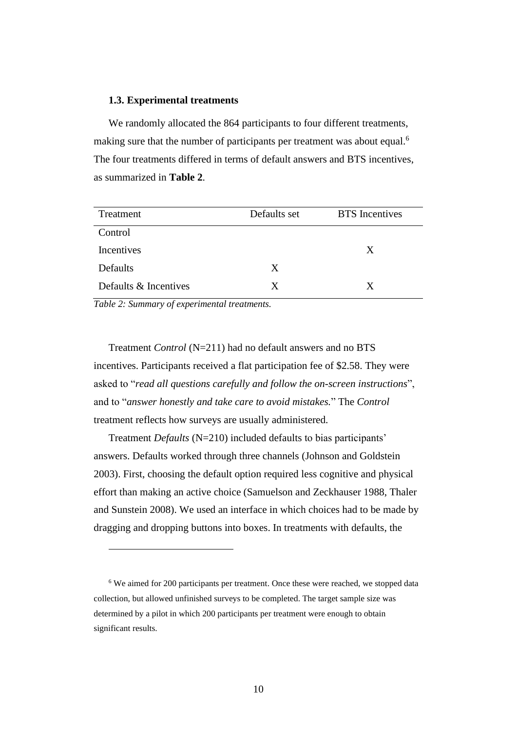### 1.3. Experimental treatments

We randomly allocated the 864 participants to four different treatments, making sure that the number of participants per treatment was about equal.[6] The four treatments differed in terms of default answers and BTS incentives, as summarized in **Table 2**.

| Treatment | Defaults set | BTS Incentives |
|---|---|---|
| Control | | |
| Incentives | | X |
| Defaults | X | |
| Defaults & Incentives | X | X |

*Table 2: Summary of experimental treatments.*

Treatment *Control* (N=211) had no default answers and no BTS incentives. Participants received a flat participation fee of $2.58. They were asked to "*read all questions carefully and follow the on-screen instructions*", and to "*answer honestly and take care to avoid mistakes.*" The *Control* treatment reflects how surveys are usually administered.

Treatment *Defaults* (N=210) included defaults to bias participants' answers. Defaults worked through three channels (Johnson and Goldstein 2003). First, choosing the default option required less cognitive and physical effort than making an active choice (Samuelson and Zeckhauser 1988, Thaler and Sunstein 2008). We used an interface in which choices had to be made by dragging and dropping buttons into boxes. In treatments with defaults, the

[6] We aimed for 200 participants per treatment. Once these were reached, we stopped data collection, but allowed unfinished surveys to be completed. The target sample size was determined by a pilot in which 200 participants per treatment were enough to obtain significant results.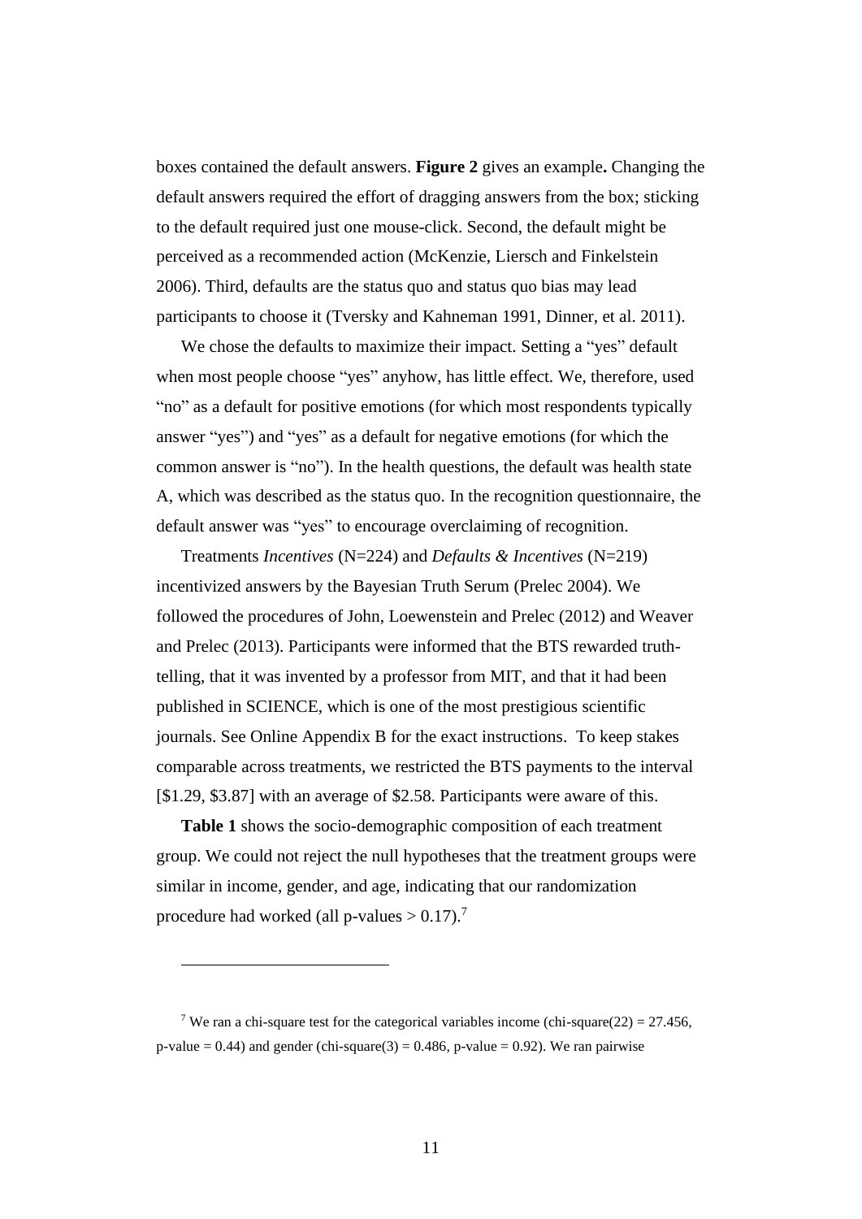boxes contained the default answers. **Figure 2** gives an example**.** Changing the default answers required the effort of dragging answers from the box; sticking to the default required just one mouse-click. Second, the default might be perceived as a recommended action (McKenzie, Liersch and Finkelstein 2006). Third, defaults are the status quo and status quo bias may lead participants to choose it (Tversky and Kahneman 1991, Dinner, et al. 2011).

We chose the defaults to maximize their impact. Setting a "yes" default when most people choose "yes" anyhow, has little effect. We, therefore, used "no" as a default for positive emotions (for which most respondents typically answer "yes") and "yes" as a default for negative emotions (for which the common answer is "no"). In the health questions, the default was health state A, which was described as the status quo. In the recognition questionnaire, the default answer was "yes" to encourage overclaiming of recognition.

Treatments *Incentives* (N=224) and *Defaults & Incentives* (N=219) incentivized answers by the Bayesian Truth Serum (Prelec 2004). We followed the procedures of John, Loewenstein and Prelec (2012) and Weaver and Prelec (2013). Participants were informed that the BTS rewarded truth-telling, that it was invented by a professor from MIT, and that it had been published in SCIENCE, which is one of the most prestigious scientific journals. See Online Appendix B for the exact instructions. To keep stakes comparable across treatments, we restricted the BTS payments to the interval [$1.29, $3.87] with an average of $2.58. Participants were aware of this.

**Table 1** shows the socio-demographic composition of each treatment group. We could not reject the null hypotheses that the treatment groups were similar in income, gender, and age, indicating that our randomization procedure had worked (all p-values > 0.17).[7]

---

[7] We ran a chi-square test for the categorical variables income (chi-square(22) = 27.456, p-value = 0.44) and gender (chi-square(3) = 0.486, p-value = 0.92). We ran pairwise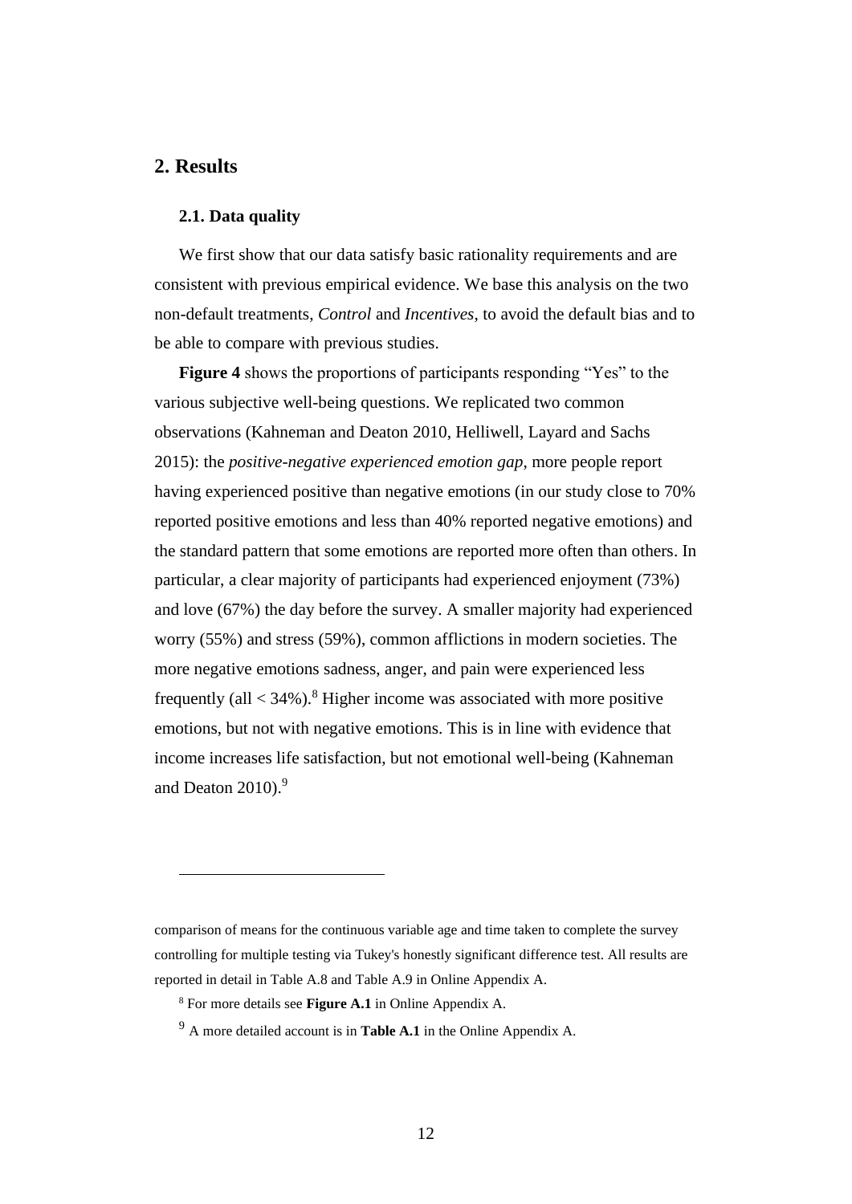## 2. Results

### 2.1. Data quality

We first show that our data satisfy basic rationality requirements and are consistent with previous empirical evidence. We base this analysis on the two non-default treatments, *Control* and *Incentives*, to avoid the default bias and to be able to compare with previous studies.

**Figure 4** shows the proportions of participants responding "Yes" to the various subjective well-being questions. We replicated two common observations (Kahneman and Deaton 2010, Helliwell, Layard and Sachs 2015): the *positive-negative experienced emotion gap*, more people report having experienced positive than negative emotions (in our study close to 70% reported positive emotions and less than 40% reported negative emotions) and the standard pattern that some emotions are reported more often than others. In particular, a clear majority of participants had experienced enjoyment (73%) and love (67%) the day before the survey. A smaller majority had experienced worry (55%) and stress (59%), common afflictions in modern societies. The more negative emotions sadness, anger, and pain were experienced less frequently (all < 34%).[8] Higher income was associated with more positive emotions, but not with negative emotions. This is in line with evidence that income increases life satisfaction, but not emotional well-being (Kahneman and Deaton 2010).[9]

---

comparison of means for the continuous variable age and time taken to complete the survey controlling for multiple testing via Tukey's honestly significant difference test. All results are reported in detail in Table A.8 and Table A.9 in Online Appendix A.

[8] For more details see **Figure A.1** in Online Appendix A.

[9] A more detailed account is in **Table A.1** in the Online Appendix A.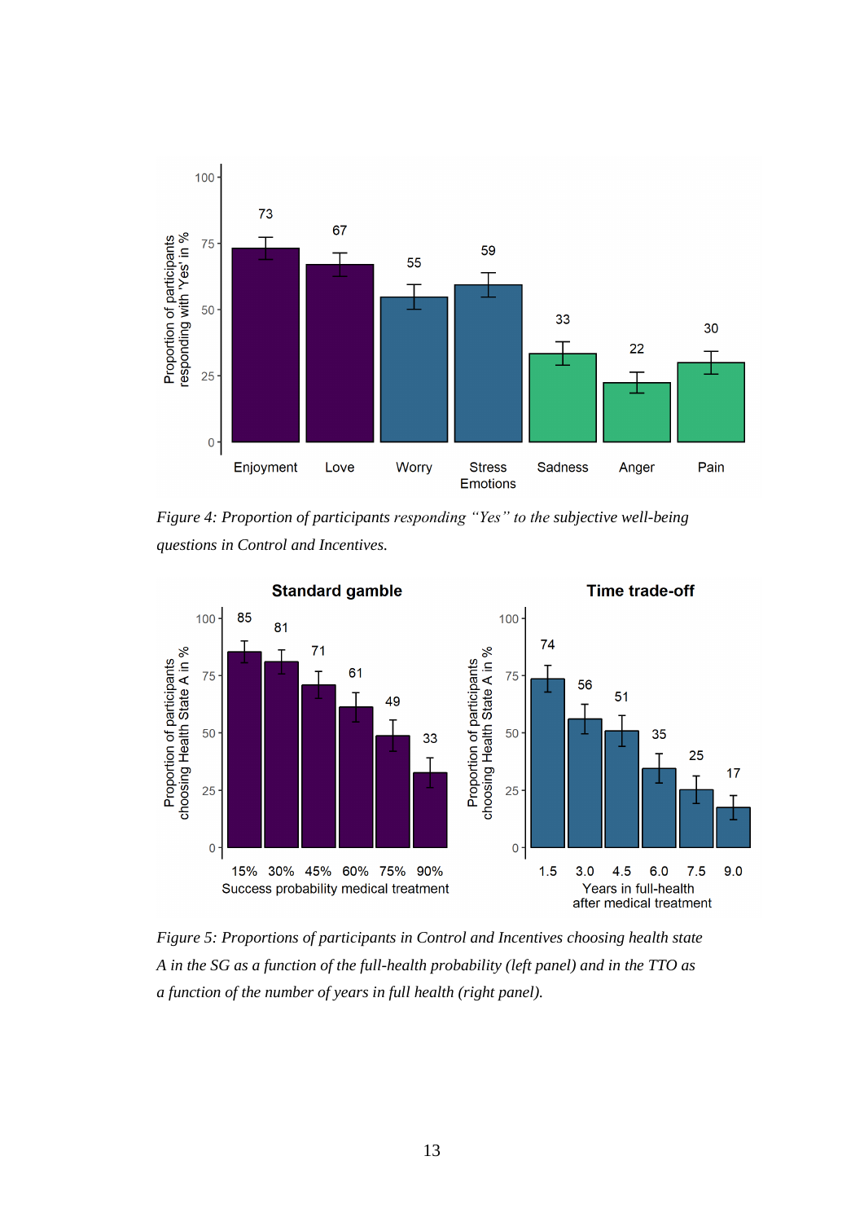*Figure 4: Proportion of participants responding "Yes" to the subjective well-being questions in Control and Incentives.*

*Figure 5: Proportions of participants in Control and Incentives choosing health state A in the SG as a function of the full-health probability (left panel) and in the TTO as a function of the number of years in full health (right panel).*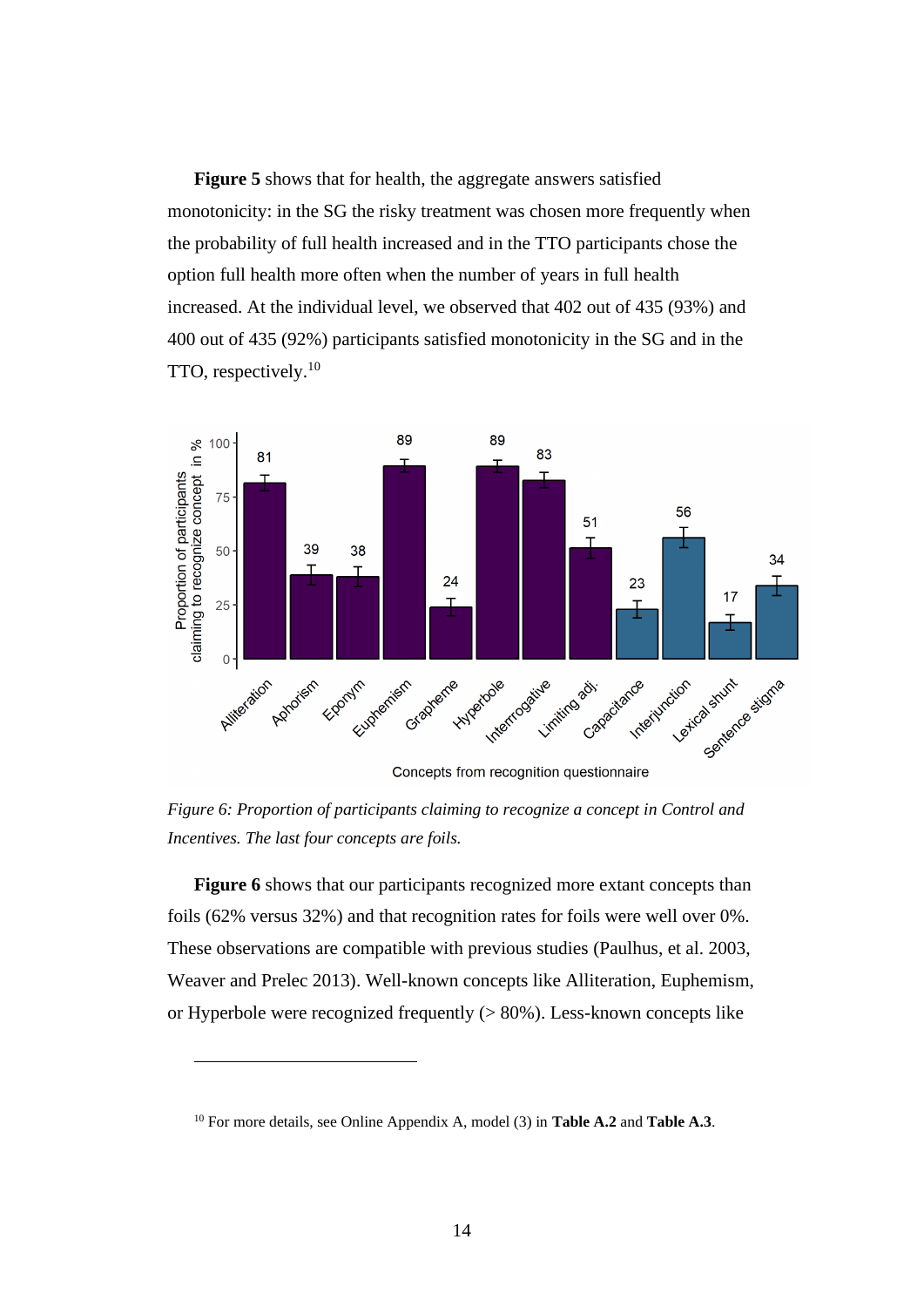**Figure 5** shows that for health, the aggregate answers satisfied monotonicity: in the SG the risky treatment was chosen more frequently when the probability of full health increased and in the TTO participants chose the option full health more often when the number of years in full health increased. At the individual level, we observed that 402 out of 435 (93%) and 400 out of 435 (92%) participants satisfied monotonicity in the SG and in the TTO, respectively.[10]

*Figure 6: Proportion of participants claiming to recognize a concept in Control and Incentives. The last four concepts are foils.*

**Figure 6** shows that our participants recognized more extant concepts than foils (62% versus 32%) and that recognition rates for foils were well over 0%. These observations are compatible with previous studies (Paulhus, et al. 2003, Weaver and Prelec 2013). Well-known concepts like Alliteration, Euphemism, or Hyperbole were recognized frequently (> 80%). Less-known concepts like

[10] For more details, see Online Appendix A, model (3) in **Table A.2** and **Table A.3**.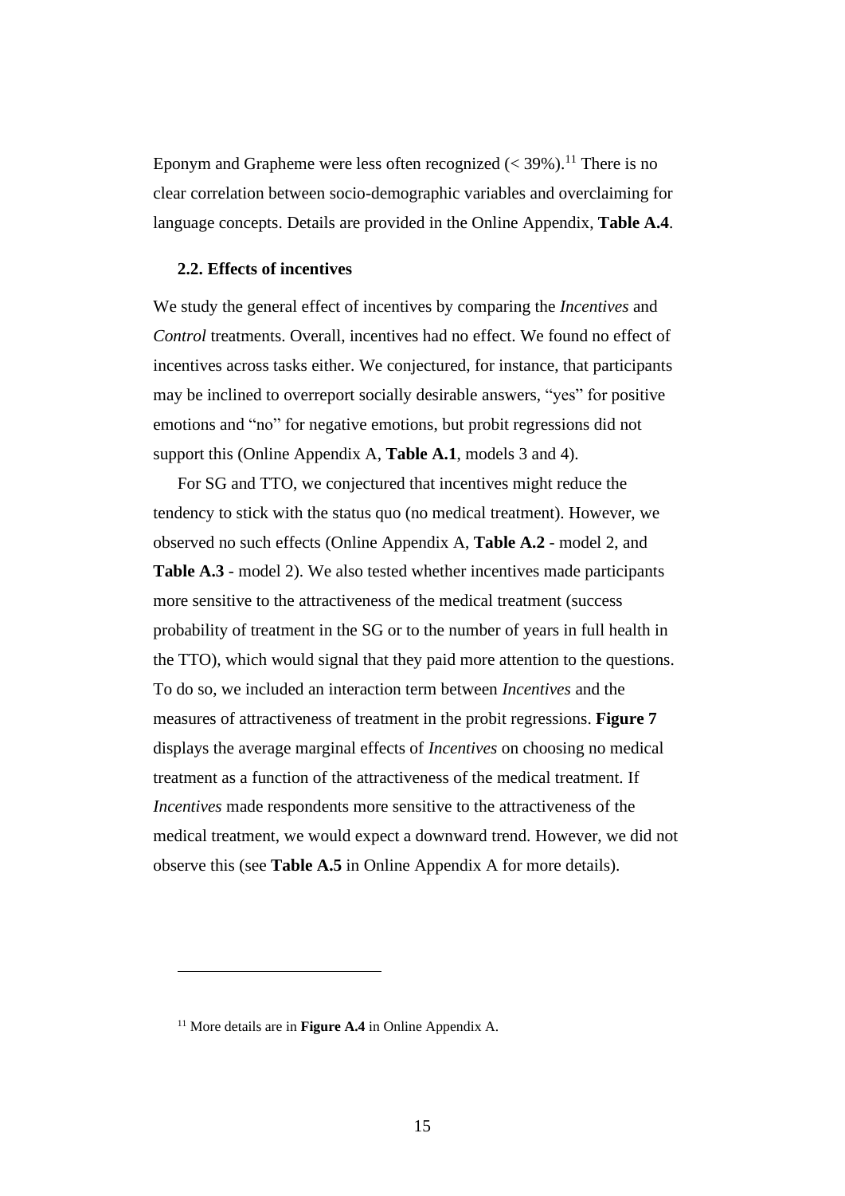Eponym and Grapheme were less often recognized (< 39%).[11] There is no clear correlation between socio-demographic variables and overclaiming for language concepts. Details are provided in the Online Appendix, **Table A.4**.

### 2.2. Effects of incentives

We study the general effect of incentives by comparing the *Incentives* and *Control* treatments. Overall, incentives had no effect. We found no effect of incentives across tasks either. We conjectured, for instance, that participants may be inclined to overreport socially desirable answers, "yes" for positive emotions and "no" for negative emotions, but probit regressions did not support this (Online Appendix A, **Table A.1**, models 3 and 4).

For SG and TTO, we conjectured that incentives might reduce the tendency to stick with the status quo (no medical treatment). However, we observed no such effects (Online Appendix A, **Table A.2** - model 2, and **Table A.3** - model 2). We also tested whether incentives made participants more sensitive to the attractiveness of the medical treatment (success probability of treatment in the SG or to the number of years in full health in the TTO), which would signal that they paid more attention to the questions. To do so, we included an interaction term between *Incentives* and the measures of attractiveness of treatment in the probit regressions. **Figure 7** displays the average marginal effects of *Incentives* on choosing no medical treatment as a function of the attractiveness of the medical treatment. If *Incentives* made respondents more sensitive to the attractiveness of the medical treatment, we would expect a downward trend. However, we did not observe this (see **Table A.5** in Online Appendix A for more details).

[11] More details are in **Figure A.4** in Online Appendix A.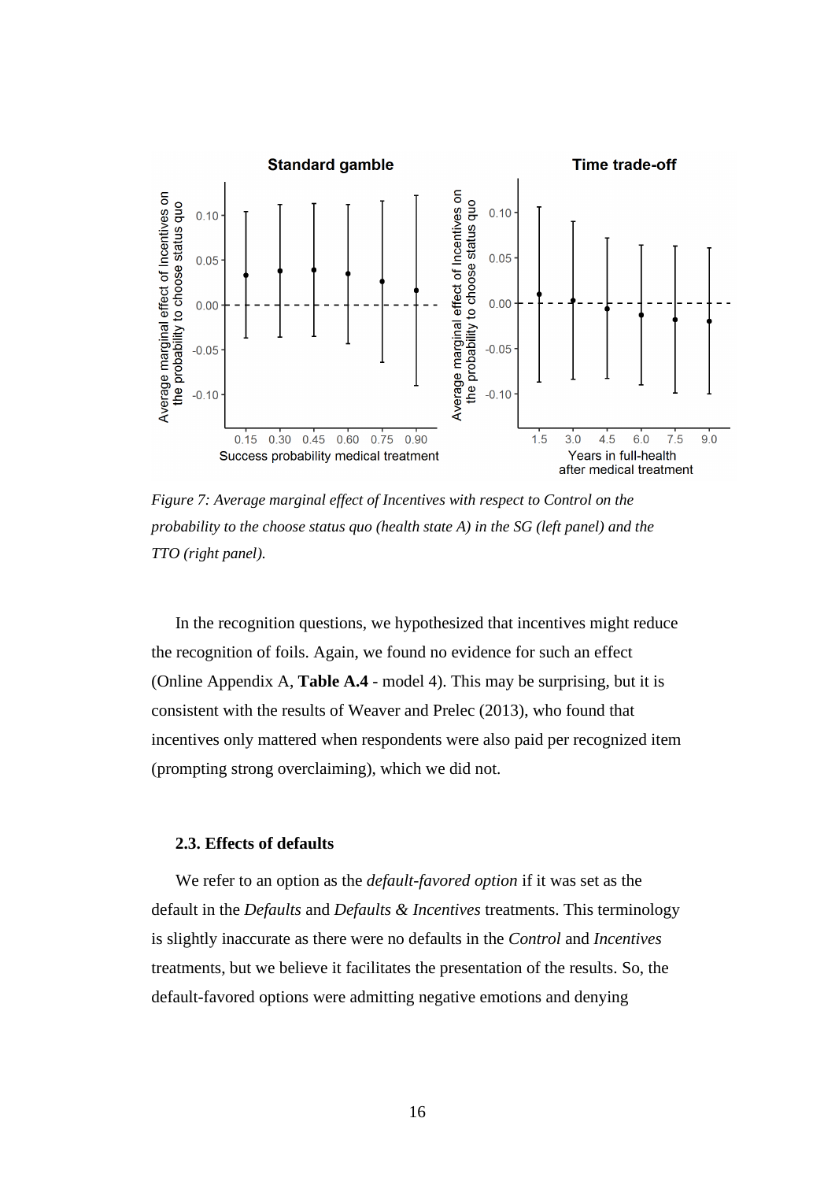*Figure 7: Average marginal effect of Incentives with respect to Control on the probability to the choose status quo (health state A) in the SG (left panel) and the TTO (right panel).*

In the recognition questions, we hypothesized that incentives might reduce the recognition of foils. Again, we found no evidence for such an effect (Online Appendix A, **Table A.4 -** model 4). This may be surprising, but it is consistent with the results of Weaver and Prelec (2013), who found that incentives only mattered when respondents were also paid per recognized item (prompting strong overclaiming), which we did not.

### 2.3. Effects of defaults

We refer to an option as the *default-favored option* if it was set as the default in the *Defaults* and *Defaults & Incentives* treatments. This terminology is slightly inaccurate as there were no defaults in the *Control* and *Incentives* treatments, but we believe it facilitates the presentation of the results. So, the default-favored options were admitting negative emotions and denying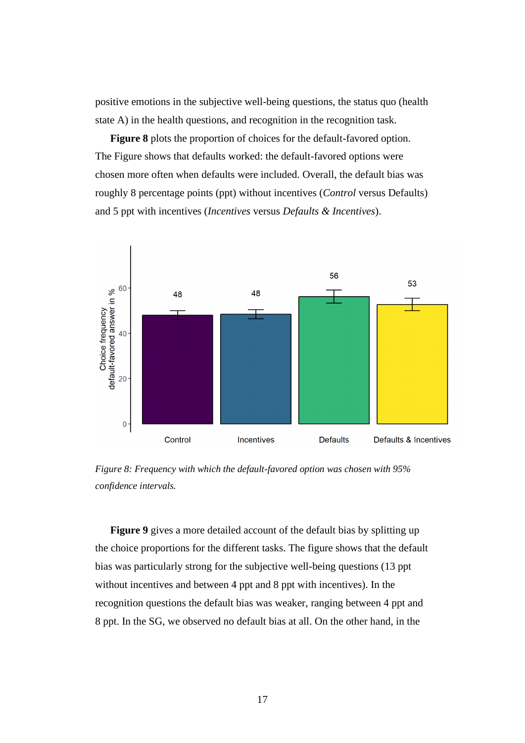positive emotions in the subjective well-being questions, the status quo (health state A) in the health questions, and recognition in the recognition task.

**Figure 8** plots the proportion of choices for the default-favored option. The Figure shows that defaults worked: the default-favored options were chosen more often when defaults were included. Overall, the default bias was roughly 8 percentage points (ppt) without incentives (*Control* versus Defaults) and 5 ppt with incentives (*Incentives* versus *Defaults & Incentives*).

*Figure 8: Frequency with which the default-favored option was chosen with 95% confidence intervals.*

**Figure 9** gives a more detailed account of the default bias by splitting up the choice proportions for the different tasks. The figure shows that the default bias was particularly strong for the subjective well-being questions (13 ppt without incentives and between 4 ppt and 8 ppt with incentives). In the recognition questions the default bias was weaker, ranging between 4 ppt and 8 ppt. In the SG, we observed no default bias at all. On the other hand, in the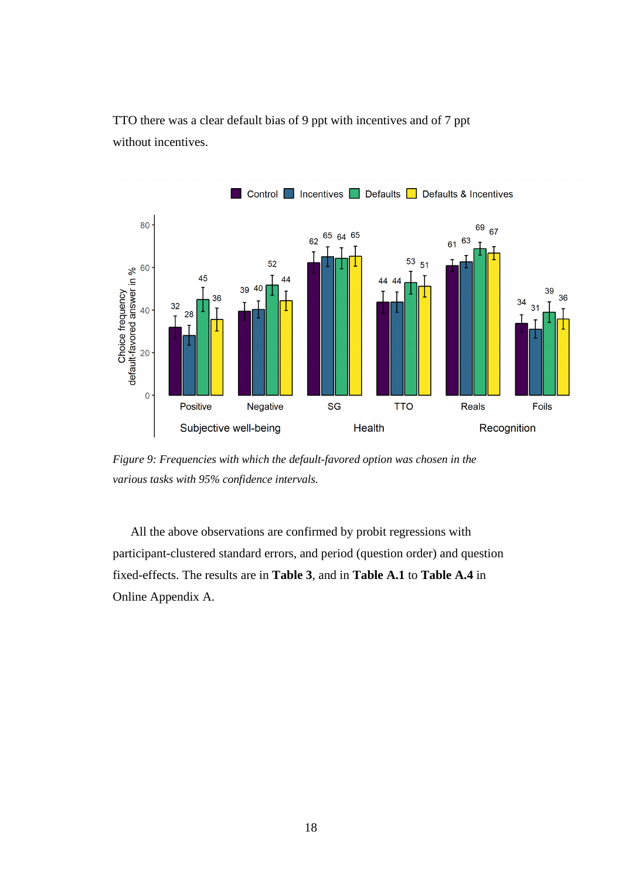TTO there was a clear default bias of 9 ppt with incentives and of 7 ppt without incentives.

*Figure 9: Frequencies with which the default-favored option was chosen in the various tasks with 95% confidence intervals.*

All the above observations are confirmed by probit regressions with participant-clustered standard errors, and period (question order) and question fixed-effects. The results are in **Table 3**, and in **Table A.1** to **Table A.4** in Online Appendix A.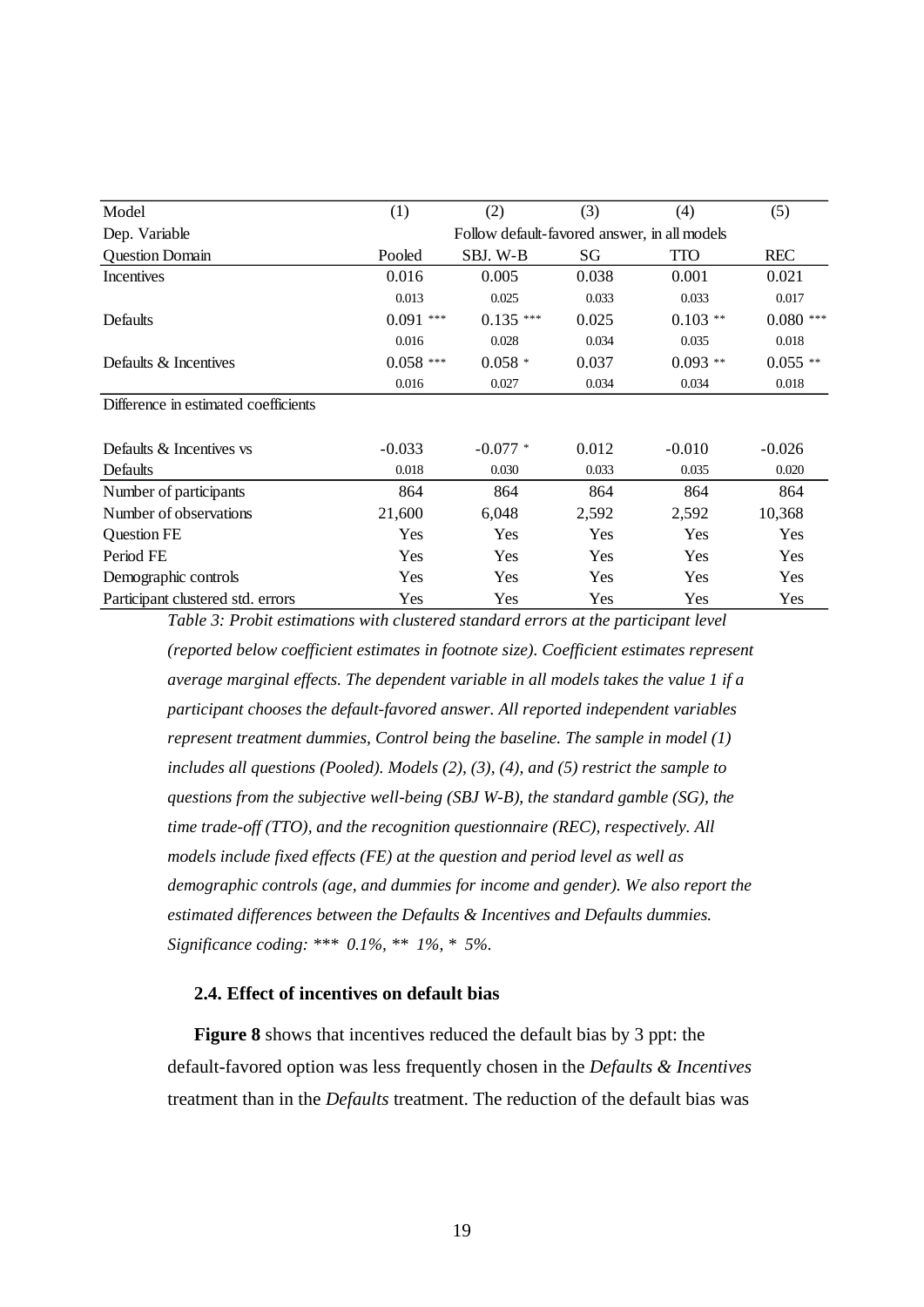| Model | (1) | (2) | (3) | (4) | (5) |
|---|---|---|---|---|---|
| Dep. Variable | Follow default-favored answer, in all models | | | | |
| Question Domain | Pooled | SBJ. W-B | SG | TTO | REC |
| Incentives | 0.016 | 0.005 | 0.038 | 0.001 | 0.021 |
| | 0.013 | 0.025 | 0.033 | 0.033 | 0.017 |
| Defaults | 0.091 *** | 0.135 *** | 0.025 | 0.103 ** | 0.080 *** |
| | 0.016 | 0.028 | 0.034 | 0.035 | 0.018 |
| Defaults & Incentives | 0.058 *** | 0.058 * | 0.037 | 0.093 ** | 0.055 ** |
| | 0.016 | 0.027 | 0.034 | 0.034 | 0.018 |
| Difference in estimated coefficients | | | | | |
| Defaults & Incentives vs Defaults | -0.033 | -0.077 * | 0.012 | -0.010 | -0.026 |
| | 0.018 | 0.030 | 0.033 | 0.035 | 0.020 |
| Number of participants | 864 | 864 | 864 | 864 | 864 |
| Number of observations | 21,600 | 6,048 | 2,592 | 2,592 | 10,368 |
| Question FE | Yes | Yes | Yes | Yes | Yes |
| Period FE | Yes | Yes | Yes | Yes | Yes |
| Demographic controls | Yes | Yes | Yes | Yes | Yes |
| Participant clustered std. errors | Yes | Yes | Yes | Yes | Yes |

*Table 3: Probit estimations with clustered standard errors at the participant level (reported below coefficient estimates in footnote size). Coefficient estimates represent average marginal effects. The dependent variable in all models takes the value 1 if a participant chooses the default-favored answer. All reported independent variables represent treatment dummies, Control being the baseline. The sample in model (1) includes all questions (Pooled). Models (2), (3), (4), and (5) restrict the sample to questions from the subjective well-being (SBJ W-B), the standard gamble (SG), the time trade-off (TTO), and the recognition questionnaire (REC), respectively. All models include fixed effects (FE) at the question and period level as well as demographic controls (age, and dummies for income and gender). We also report the estimated differences between the Defaults & Incentives and Defaults dummies. Significance coding: *** 0.1%, ** 1%, * 5%.*

### 2.4. Effect of incentives on default bias

**Figure 8** shows that incentives reduced the default bias by 3 ppt: the default-favored option was less frequently chosen in the *Defaults & Incentives* treatment than in the *Defaults* treatment. The reduction of the default bias was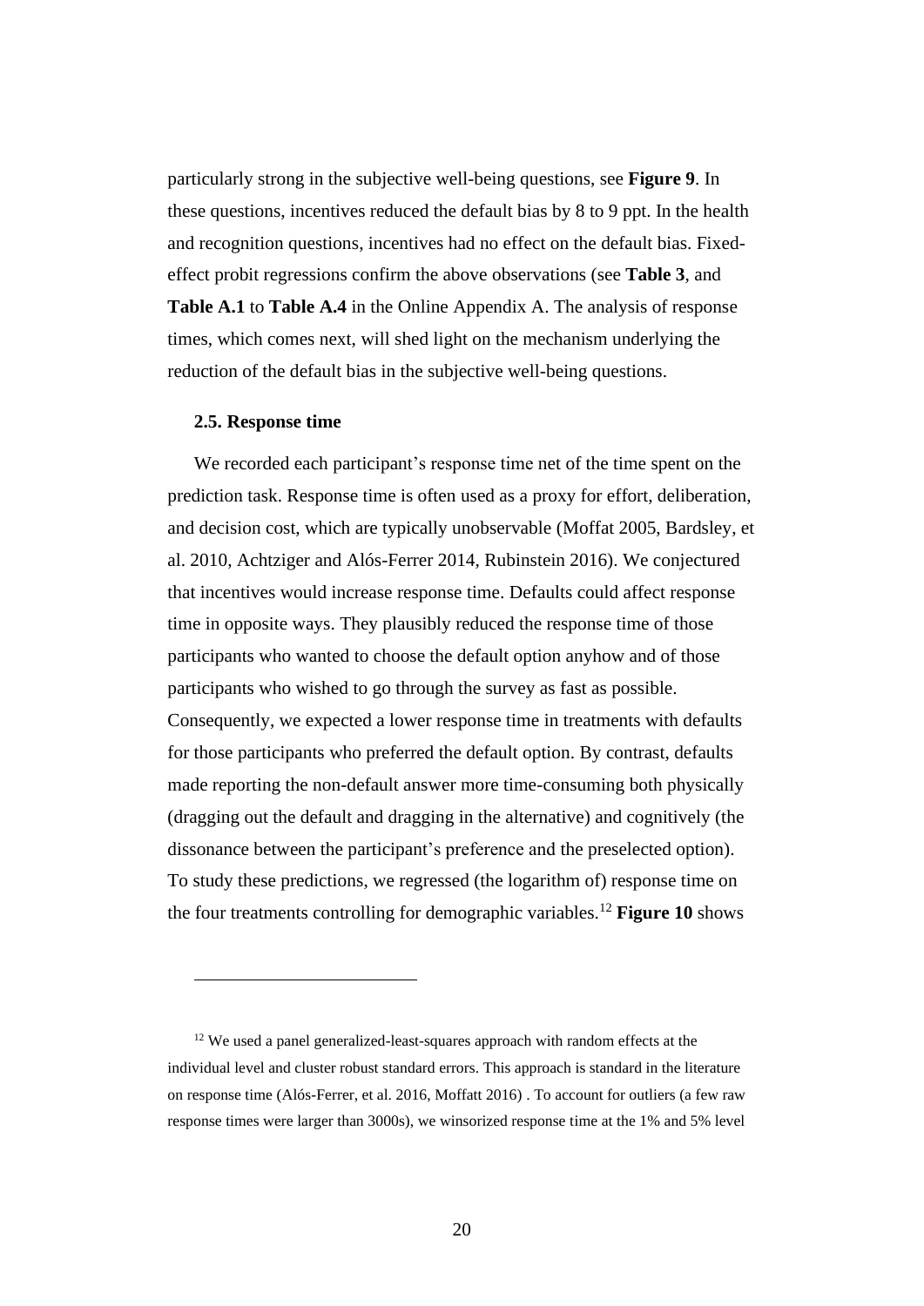particularly strong in the subjective well-being questions, see **Figure 9**. In these questions, incentives reduced the default bias by 8 to 9 ppt. In the health and recognition questions, incentives had no effect on the default bias. Fixed-effect probit regressions confirm the above observations (see **Table 3**, and **Table A.1** to **Table A.4** in the Online Appendix A. The analysis of response times, which comes next, will shed light on the mechanism underlying the reduction of the default bias in the subjective well-being questions.

### 2.5. Response time

We recorded each participant's response time net of the time spent on the prediction task. Response time is often used as a proxy for effort, deliberation, and decision cost, which are typically unobservable (Moffat 2005, Bardsley, et al. 2010, Achtziger and Alós-Ferrer 2014, Rubinstein 2016). We conjectured that incentives would increase response time. Defaults could affect response time in opposite ways. They plausibly reduced the response time of those participants who wanted to choose the default option anyhow and of those participants who wished to go through the survey as fast as possible. Consequently, we expected a lower response time in treatments with defaults for those participants who preferred the default option. By contrast, defaults made reporting the non-default answer more time-consuming both physically (dragging out the default and dragging in the alternative) and cognitively (the dissonance between the participant's preference and the preselected option). To study these predictions, we regressed (the logarithm of) response time on the four treatments controlling for demographic variables.[12] **Figure 10** shows

---

[12] We used a panel generalized-least-squares approach with random effects at the individual level and cluster robust standard errors. This approach is standard in the literature on response time (Alós-Ferrer, et al. 2016, Moffatt 2016) . To account for outliers (a few raw response times were larger than 3000s), we winsorized response time at the 1% and 5% level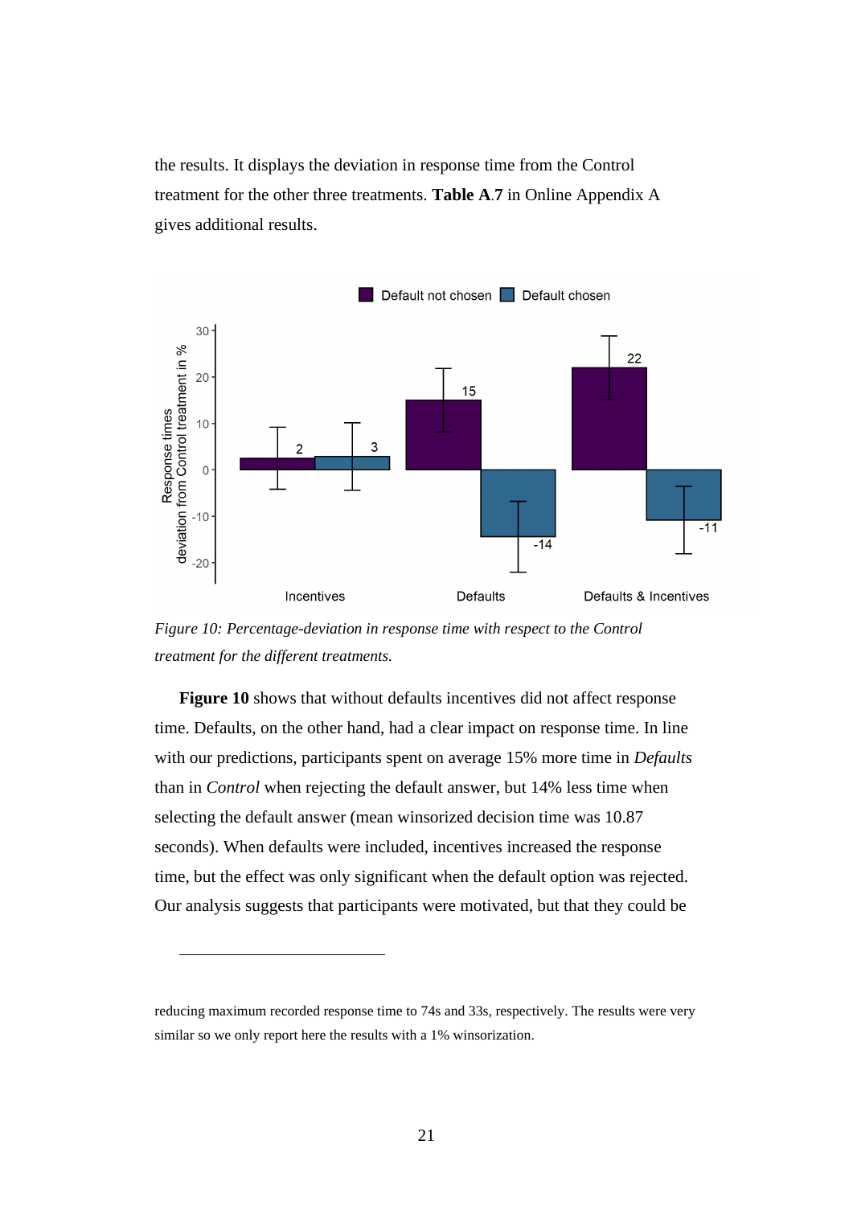the results. It displays the deviation in response time from the Control treatment for the other three treatments. **Table A.7** in Online Appendix A gives additional results.

*Figure 10: Percentage-deviation in response time with respect to the Control treatment for the different treatments.*

**Figure 10** shows that without defaults incentives did not affect response time. Defaults, on the other hand, had a clear impact on response time. In line with our predictions, participants spent on average 15% more time in *Defaults* than in *Control* when rejecting the default answer, but 14% less time when selecting the default answer (mean winsorized decision time was 10.87 seconds). When defaults were included, incentives increased the response time, but the effect was only significant when the default option was rejected. Our analysis suggests that participants were motivated, but that they could be

---

reducing maximum recorded response time to 74s and 33s, respectively. The results were very similar so we only report here the results with a 1% winsorization.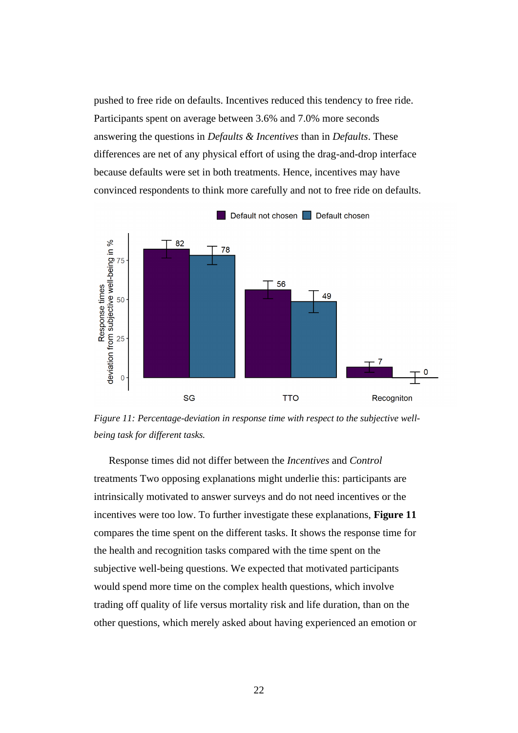pushed to free ride on defaults. Incentives reduced this tendency to free ride. Participants spent on average between 3.6% and 7.0% more seconds answering the questions in *Defaults & Incentives* than in *Defaults*. These differences are net of any physical effort of using the drag-and-drop interface because defaults were set in both treatments. Hence, incentives may have convinced respondents to think more carefully and not to free ride on defaults.

*Figure 11: Percentage-deviation in response time with respect to the subjective well-being task for different tasks.*

Response times did not differ between the *Incentives* and *Control* treatments Two opposing explanations might underlie this: participants are intrinsically motivated to answer surveys and do not need incentives or the incentives were too low. To further investigate these explanations, **Figure 11** compares the time spent on the different tasks. It shows the response time for the health and recognition tasks compared with the time spent on the subjective well-being questions. We expected that motivated participants would spend more time on the complex health questions, which involve trading off quality of life versus mortality risk and life duration, than on the other questions, which merely asked about having experienced an emotion or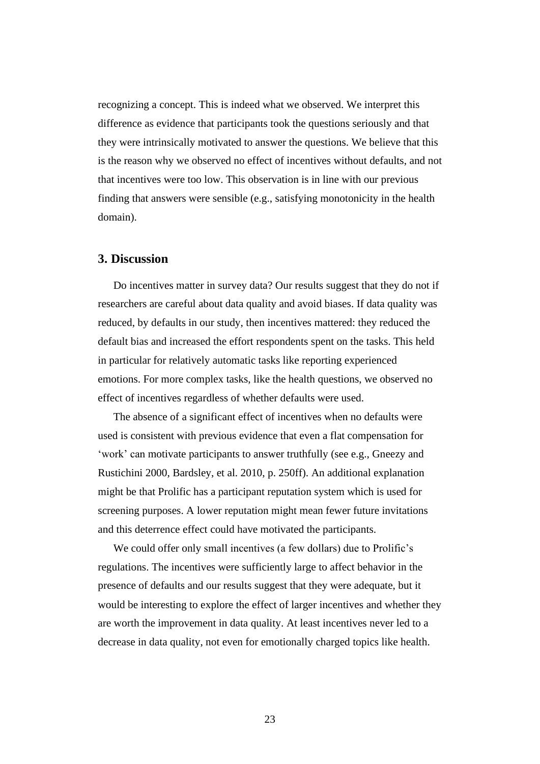recognizing a concept. This is indeed what we observed. We interpret this difference as evidence that participants took the questions seriously and that they were intrinsically motivated to answer the questions. We believe that this is the reason why we observed no effect of incentives without defaults, and not that incentives were too low. This observation is in line with our previous finding that answers were sensible (e.g., satisfying monotonicity in the health domain).

## 3. Discussion

Do incentives matter in survey data? Our results suggest that they do not if researchers are careful about data quality and avoid biases. If data quality was reduced, by defaults in our study, then incentives mattered: they reduced the default bias and increased the effort respondents spent on the tasks. This held in particular for relatively automatic tasks like reporting experienced emotions. For more complex tasks, like the health questions, we observed no effect of incentives regardless of whether defaults were used.

The absence of a significant effect of incentives when no defaults were used is consistent with previous evidence that even a flat compensation for 'work' can motivate participants to answer truthfully (see e.g., Gneezy and Rustichini 2000, Bardsley, et al. 2010, p. 250ff). An additional explanation might be that Prolific has a participant reputation system which is used for screening purposes. A lower reputation might mean fewer future invitations and this deterrence effect could have motivated the participants.

We could offer only small incentives (a few dollars) due to Prolific's regulations. The incentives were sufficiently large to affect behavior in the presence of defaults and our results suggest that they were adequate, but it would be interesting to explore the effect of larger incentives and whether they are worth the improvement in data quality. At least incentives never led to a decrease in data quality, not even for emotionally charged topics like health.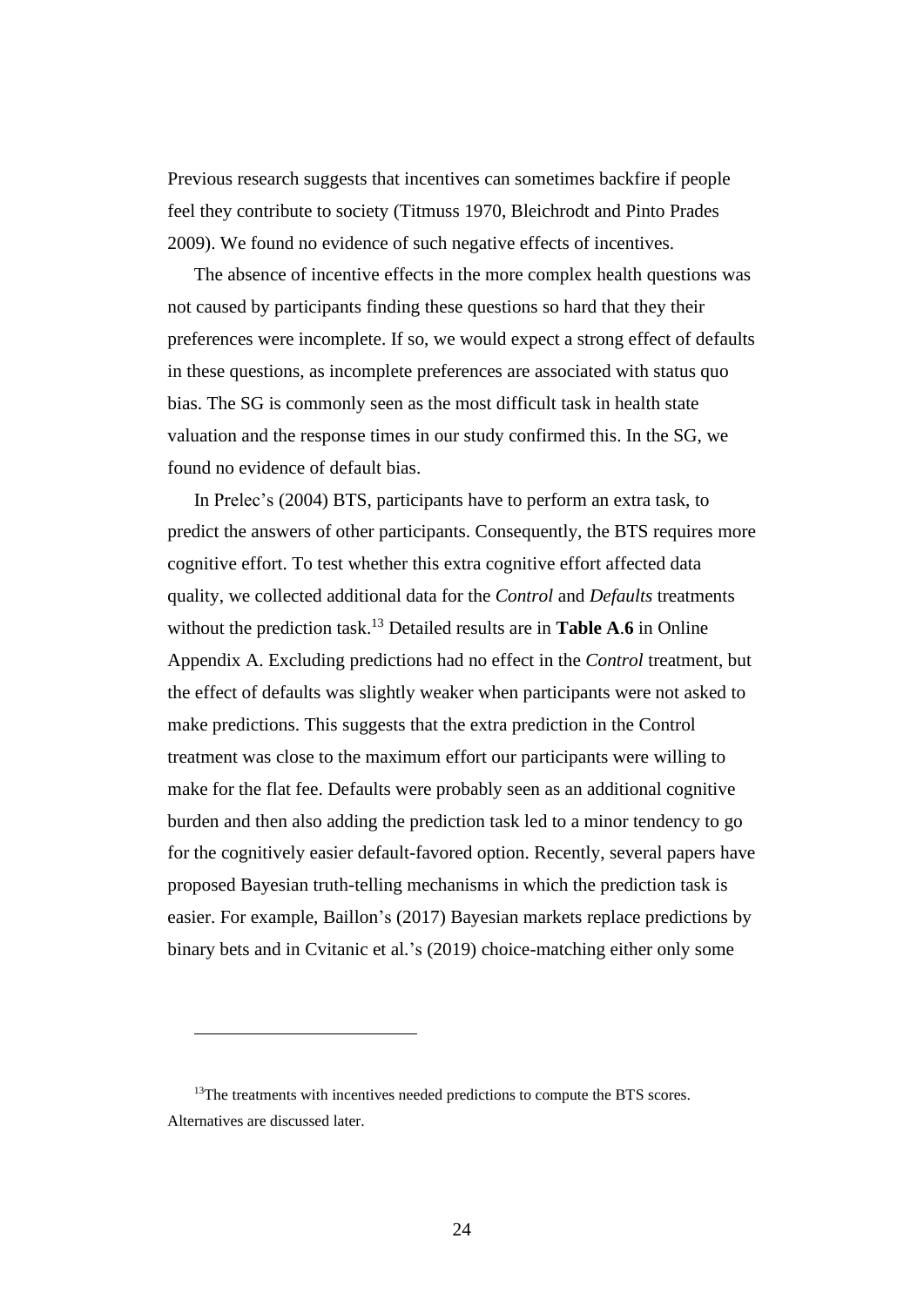Previous research suggests that incentives can sometimes backfire if people feel they contribute to society (Titmuss 1970, Bleichrodt and Pinto Prades 2009). We found no evidence of such negative effects of incentives.

The absence of incentive effects in the more complex health questions was not caused by participants finding these questions so hard that they their preferences were incomplete. If so, we would expect a strong effect of defaults in these questions, as incomplete preferences are associated with status quo bias. The SG is commonly seen as the most difficult task in health state valuation and the response times in our study confirmed this. In the SG, we found no evidence of default bias.

In Prelec's (2004) BTS, participants have to perform an extra task, to predict the answers of other participants. Consequently, the BTS requires more cognitive effort. To test whether this extra cognitive effort affected data quality, we collected additional data for the *Control* and *Defaults* treatments without the prediction task.[13] Detailed results are in **Table A.6** in Online Appendix A. Excluding predictions had no effect in the *Control* treatment, but the effect of defaults was slightly weaker when participants were not asked to make predictions. This suggests that the extra prediction in the Control treatment was close to the maximum effort our participants were willing to make for the flat fee. Defaults were probably seen as an additional cognitive burden and then also adding the prediction task led to a minor tendency to go for the cognitively easier default-favored option. Recently, several papers have proposed Bayesian truth-telling mechanisms in which the prediction task is easier. For example, Baillon's (2017) Bayesian markets replace predictions by binary bets and in Cvitanic et al.'s (2019) choice-matching either only some

---

[13] The treatments with incentives needed predictions to compute the BTS scores. Alternatives are discussed later.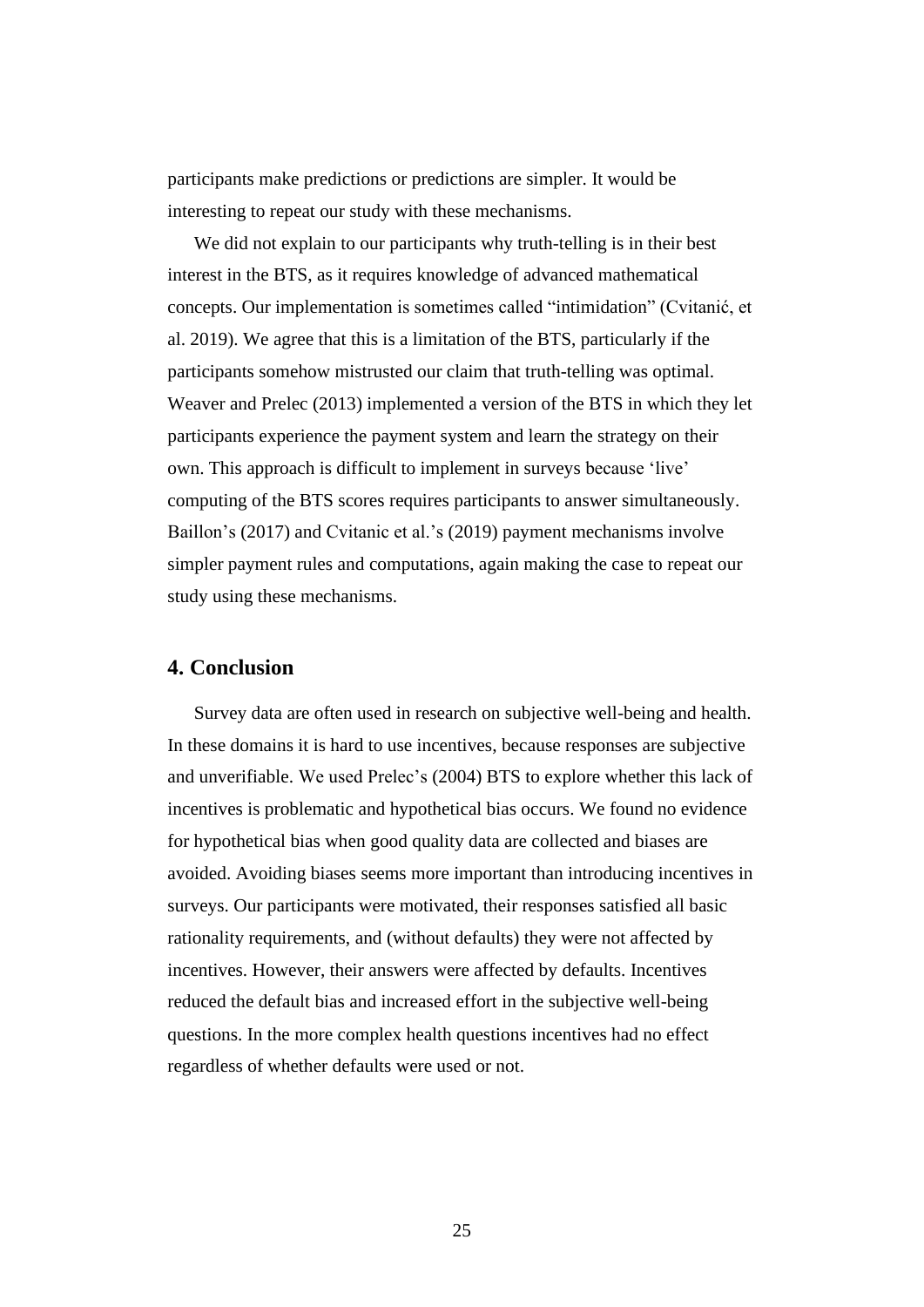participants make predictions or predictions are simpler. It would be interesting to repeat our study with these mechanisms.

We did not explain to our participants why truth-telling is in their best interest in the BTS, as it requires knowledge of advanced mathematical concepts. Our implementation is sometimes called "intimidation" (Cvitanić, et al. 2019). We agree that this is a limitation of the BTS, particularly if the participants somehow mistrusted our claim that truth-telling was optimal. Weaver and Prelec (2013) implemented a version of the BTS in which they let participants experience the payment system and learn the strategy on their own. This approach is difficult to implement in surveys because 'live' computing of the BTS scores requires participants to answer simultaneously. Baillon's (2017) and Cvitanic et al.'s (2019) payment mechanisms involve simpler payment rules and computations, again making the case to repeat our study using these mechanisms.

## 4. Conclusion

Survey data are often used in research on subjective well-being and health. In these domains it is hard to use incentives, because responses are subjective and unverifiable. We used Prelec's (2004) BTS to explore whether this lack of incentives is problematic and hypothetical bias occurs. We found no evidence for hypothetical bias when good quality data are collected and biases are avoided. Avoiding biases seems more important than introducing incentives in surveys. Our participants were motivated, their responses satisfied all basic rationality requirements, and (without defaults) they were not affected by incentives. However, their answers were affected by defaults. Incentives reduced the default bias and increased effort in the subjective well-being questions. In the more complex health questions incentives had no effect regardless of whether defaults were used or not.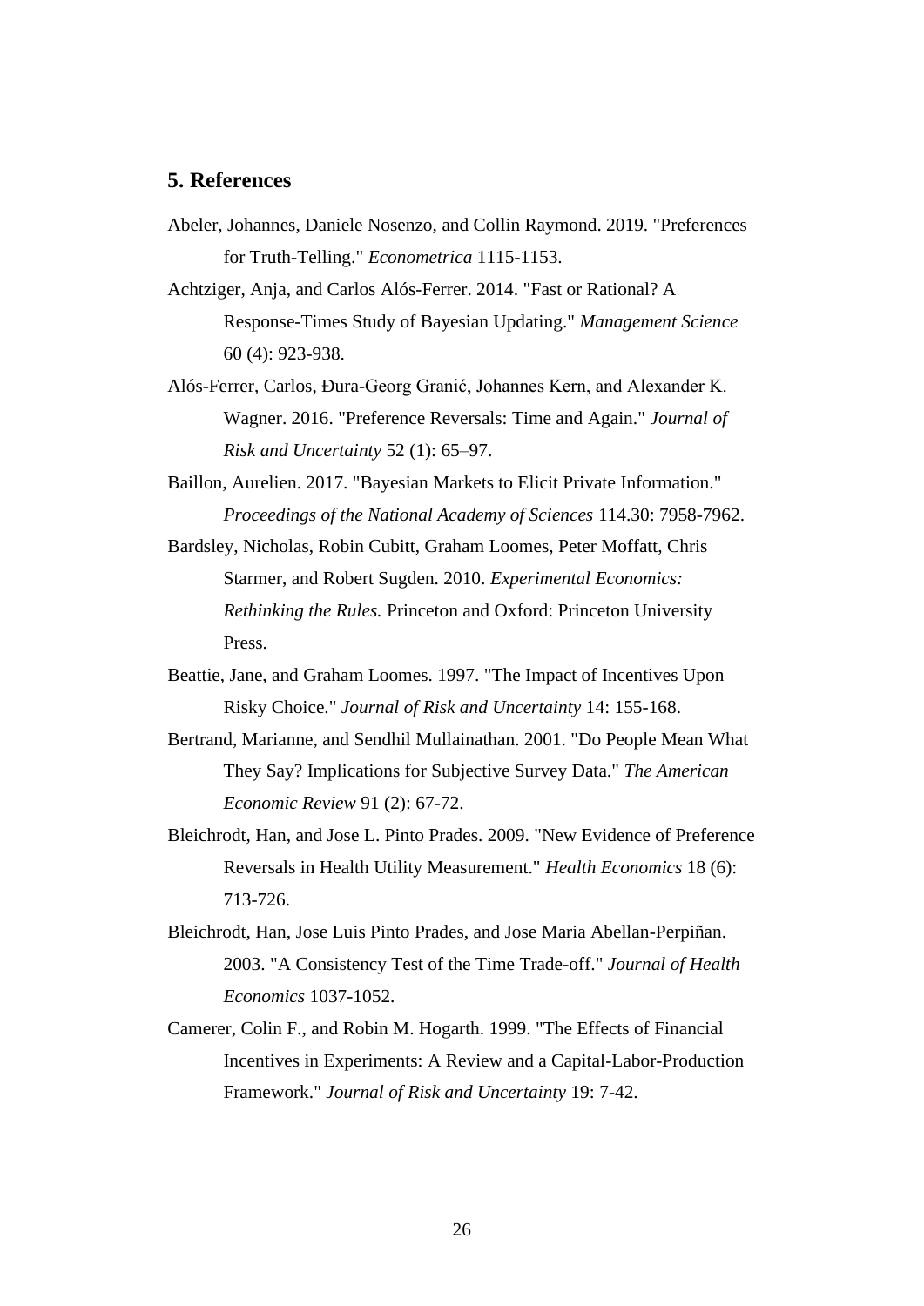## 5. References

Abeler, Johannes, Daniele Nosenzo, and Collin Raymond. 2019. "Preferences for Truth-Telling." *Econometrica* 1115-1153.

Achtziger, Anja, and Carlos Alós-Ferrer. 2014. "Fast or Rational? A Response-Times Study of Bayesian Updating." *Management Science* 60 (4): 923-938.

Alós-Ferrer, Carlos, Đura-Georg Granić, Johannes Kern, and Alexander K. Wagner. 2016. "Preference Reversals: Time and Again." *Journal of Risk and Uncertainty* 52 (1): 65–97.

Baillon, Aurelien. 2017. "Bayesian Markets to Elicit Private Information." *Proceedings of the National Academy of Sciences* 114.30: 7958-7962.

Bardsley, Nicholas, Robin Cubitt, Graham Loomes, Peter Moffatt, Chris Starmer, and Robert Sugden. 2010. *Experimental Economics: Rethinking the Rules.* Princeton and Oxford: Princeton University Press.

Beattie, Jane, and Graham Loomes. 1997. "The Impact of Incentives Upon Risky Choice." *Journal of Risk and Uncertainty* 14: 155-168.

Bertrand, Marianne, and Sendhil Mullainathan. 2001. "Do People Mean What They Say? Implications for Subjective Survey Data." *The American Economic Review* 91 (2): 67-72.

Bleichrodt, Han, and Jose L. Pinto Prades. 2009. "New Evidence of Preference Reversals in Health Utility Measurement." *Health Economics* 18 (6): 713-726.

Bleichrodt, Han, Jose Luis Pinto Prades, and Jose Maria Abellan-Perpiñan. 2003. "A Consistency Test of the Time Trade-off." *Journal of Health Economics* 1037-1052.

Camerer, Colin F., and Robin M. Hogarth. 1999. "The Effects of Financial Incentives in Experiments: A Review and a Capital-Labor-Production Framework." *Journal of Risk and Uncertainty* 19: 7-42.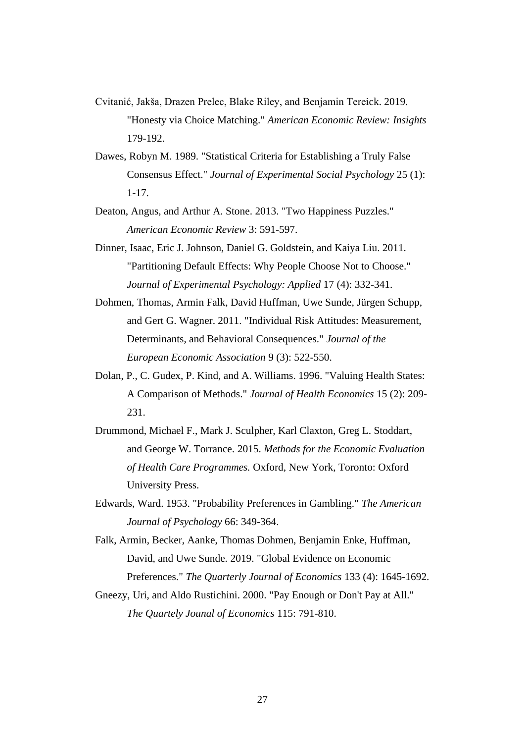Cvitanić, Jakša, Drazen Prelec, Blake Riley, and Benjamin Tereick. 2019. "Honesty via Choice Matching." *American Economic Review: Insights* 179-192.

Dawes, Robyn M. 1989. "Statistical Criteria for Establishing a Truly False Consensus Effect." *Journal of Experimental Social Psychology* 25 (1): 1-17.

Deaton, Angus, and Arthur A. Stone. 2013. "Two Happiness Puzzles." *American Economic Review* 3: 591-597.

Dinner, Isaac, Eric J. Johnson, Daniel G. Goldstein, and Kaiya Liu. 2011. "Partitioning Default Effects: Why People Choose Not to Choose." *Journal of Experimental Psychology: Applied* 17 (4): 332-341.

Dohmen, Thomas, Armin Falk, David Huffman, Uwe Sunde, Jürgen Schupp, and Gert G. Wagner. 2011. "Individual Risk Attitudes: Measurement, Determinants, and Behavioral Consequences." *Journal of the European Economic Association* 9 (3): 522-550.

Dolan, P., C. Gudex, P. Kind, and A. Williams. 1996. "Valuing Health States: A Comparison of Methods." *Journal of Health Economics* 15 (2): 209-231.

Drummond, Michael F., Mark J. Sculpher, Karl Claxton, Greg L. Stoddart, and George W. Torrance. 2015. *Methods for the Economic Evaluation of Health Care Programmes.* Oxford, New York, Toronto: Oxford University Press.

Edwards, Ward. 1953. "Probability Preferences in Gambling." *The American Journal of Psychology* 66: 349-364.

Falk, Armin, Becker, Aanke, Thomas Dohmen, Benjamin Enke, Huffman, David, and Uwe Sunde. 2019. "Global Evidence on Economic Preferences." *The Quarterly Journal of Economics* 133 (4): 1645-1692.

Gneezy, Uri, and Aldo Rustichini. 2000. "Pay Enough or Don't Pay at All." *The Quartely Jounal of Economics* 115: 791-810.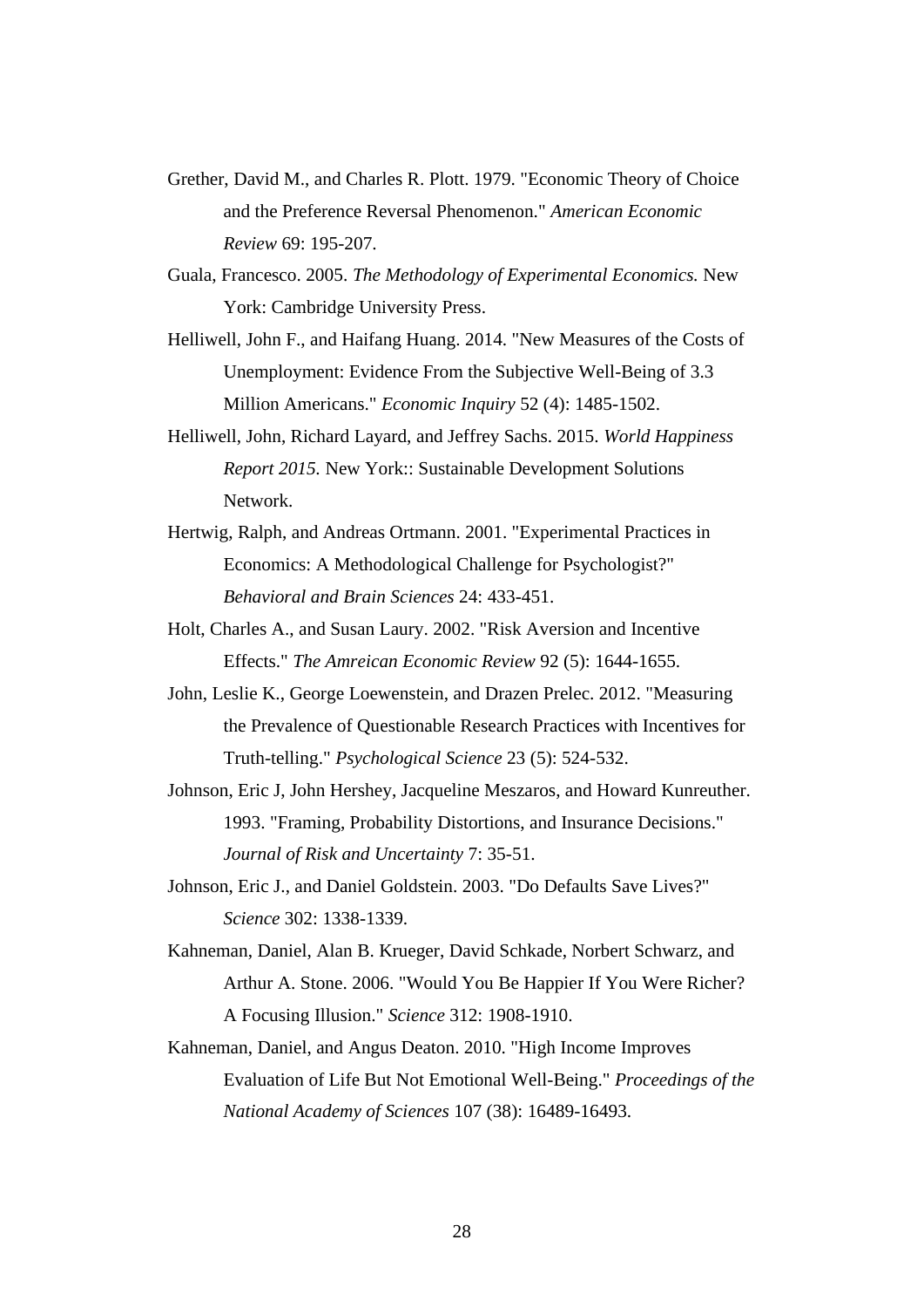Grether, David M., and Charles R. Plott. 1979. "Economic Theory of Choice and the Preference Reversal Phenomenon." *American Economic Review* 69: 195-207.

Guala, Francesco. 2005. *The Methodology of Experimental Economics.* New York: Cambridge University Press.

Helliwell, John F., and Haifang Huang. 2014. "New Measures of the Costs of Unemployment: Evidence From the Subjective Well-Being of 3.3 Million Americans." *Economic Inquiry* 52 (4): 1485-1502.

Helliwell, John, Richard Layard, and Jeffrey Sachs. 2015. *World Happiness Report 2015.* New York:: Sustainable Development Solutions Network.

Hertwig, Ralph, and Andreas Ortmann. 2001. "Experimental Practices in Economics: A Methodological Challenge for Psychologist?" *Behavioral and Brain Sciences* 24: 433-451.

Holt, Charles A., and Susan Laury. 2002. "Risk Aversion and Incentive Effects." *The Amreican Economic Review* 92 (5): 1644-1655.

John, Leslie K., George Loewenstein, and Drazen Prelec. 2012. "Measuring the Prevalence of Questionable Research Practices with Incentives for Truth-telling." *Psychological Science* 23 (5): 524-532.

Johnson, Eric J, John Hershey, Jacqueline Meszaros, and Howard Kunreuther. 1993. "Framing, Probability Distortions, and Insurance Decisions." *Journal of Risk and Uncertainty* 7: 35-51.

Johnson, Eric J., and Daniel Goldstein. 2003. "Do Defaults Save Lives?" *Science* 302: 1338-1339.

Kahneman, Daniel, Alan B. Krueger, David Schkade, Norbert Schwarz, and Arthur A. Stone. 2006. "Would You Be Happier If You Were Richer? A Focusing Illusion." *Science* 312: 1908-1910.

Kahneman, Daniel, and Angus Deaton. 2010. "High Income Improves Evaluation of Life But Not Emotional Well-Being." *Proceedings of the National Academy of Sciences* 107 (38): 16489-16493.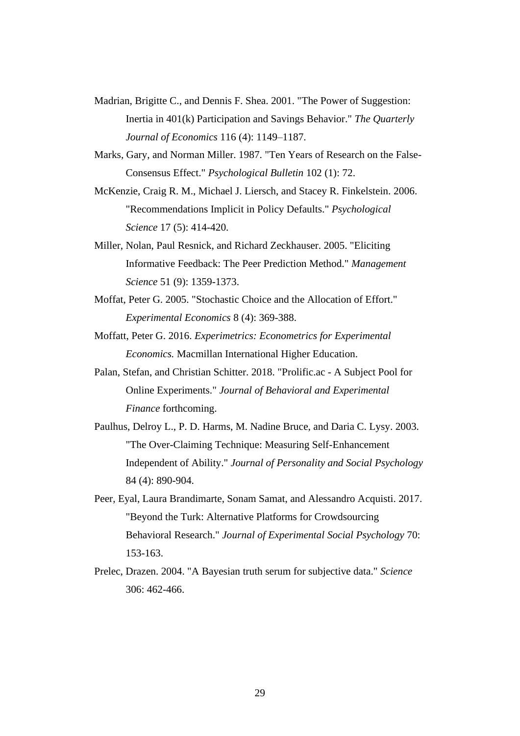Madrian, Brigitte C., and Dennis F. Shea. 2001. "The Power of Suggestion: Inertia in 401(k) Participation and Savings Behavior." *The Quarterly Journal of Economics* 116 (4): 1149–1187.

Marks, Gary, and Norman Miller. 1987. "Ten Years of Research on the False-Consensus Effect." *Psychological Bulletin* 102 (1): 72.

McKenzie, Craig R. M., Michael J. Liersch, and Stacey R. Finkelstein. 2006. "Recommendations Implicit in Policy Defaults." *Psychological Science* 17 (5): 414-420.

Miller, Nolan, Paul Resnick, and Richard Zeckhauser. 2005. "Eliciting Informative Feedback: The Peer Prediction Method." *Management Science* 51 (9): 1359-1373.

Moffat, Peter G. 2005. "Stochastic Choice and the Allocation of Effort." *Experimental Economics* 8 (4): 369-388.

Moffatt, Peter G. 2016. *Experimetrics: Econometrics for Experimental Economics.* Macmillan International Higher Education.

Palan, Stefan, and Christian Schitter. 2018. "Prolific.ac - A Subject Pool for Online Experiments." *Journal of Behavioral and Experimental Finance* forthcoming.

Paulhus, Delroy L., P. D. Harms, M. Nadine Bruce, and Daria C. Lysy. 2003. "The Over-Claiming Technique: Measuring Self-Enhancement Independent of Ability." *Journal of Personality and Social Psychology* 84 (4): 890-904.

Peer, Eyal, Laura Brandimarte, Sonam Samat, and Alessandro Acquisti. 2017. "Beyond the Turk: Alternative Platforms for Crowdsourcing Behavioral Research." *Journal of Experimental Social Psychology* 70: 153-163.

Prelec, Drazen. 2004. "A Bayesian truth serum for subjective data." *Science* 306: 462-466.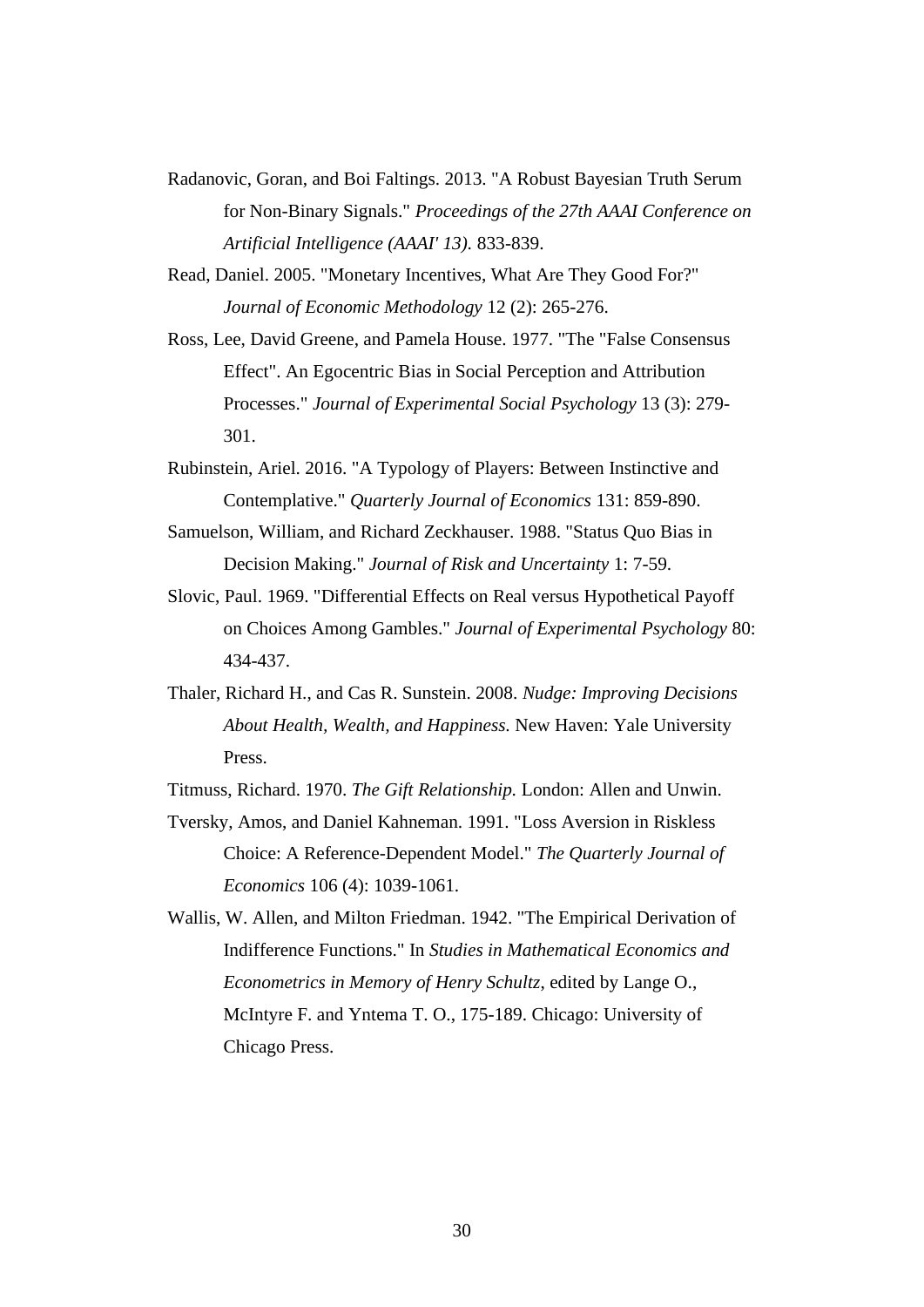Radanovic, Goran, and Boi Faltings. 2013. "A Robust Bayesian Truth Serum for Non-Binary Signals." *Proceedings of the 27th AAAI Conference on Artificial Intelligence (AAAI' 13).* 833-839.

Read, Daniel. 2005. "Monetary Incentives, What Are They Good For?" *Journal of Economic Methodology* 12 (2): 265-276.

Ross, Lee, David Greene, and Pamela House. 1977. "The "False Consensus Effect". An Egocentric Bias in Social Perception and Attribution Processes." *Journal of Experimental Social Psychology* 13 (3): 279-301.

Rubinstein, Ariel. 2016. "A Typology of Players: Between Instinctive and Contemplative." *Quarterly Journal of Economics* 131: 859-890.

Samuelson, William, and Richard Zeckhauser. 1988. "Status Quo Bias in Decision Making." *Journal of Risk and Uncertainty* 1: 7-59.

Slovic, Paul. 1969. "Differential Effects on Real versus Hypothetical Payoff on Choices Among Gambles." *Journal of Experimental Psychology* 80: 434-437.

Thaler, Richard H., and Cas R. Sunstein. 2008. *Nudge: Improving Decisions About Health, Wealth, and Happiness.* New Haven: Yale University Press.

Titmuss, Richard. 1970. *The Gift Relationship.* London: Allen and Unwin.

Tversky, Amos, and Daniel Kahneman. 1991. "Loss Aversion in Riskless Choice: A Reference-Dependent Model." *The Quarterly Journal of Economics* 106 (4): 1039-1061.

Wallis, W. Allen, and Milton Friedman. 1942. "The Empirical Derivation of Indifference Functions." In *Studies in Mathematical Economics and Econometrics in Memory of Henry Schultz,* edited by Lange O., McIntyre F. and Yntema T. O., 175-189. Chicago: University of Chicago Press.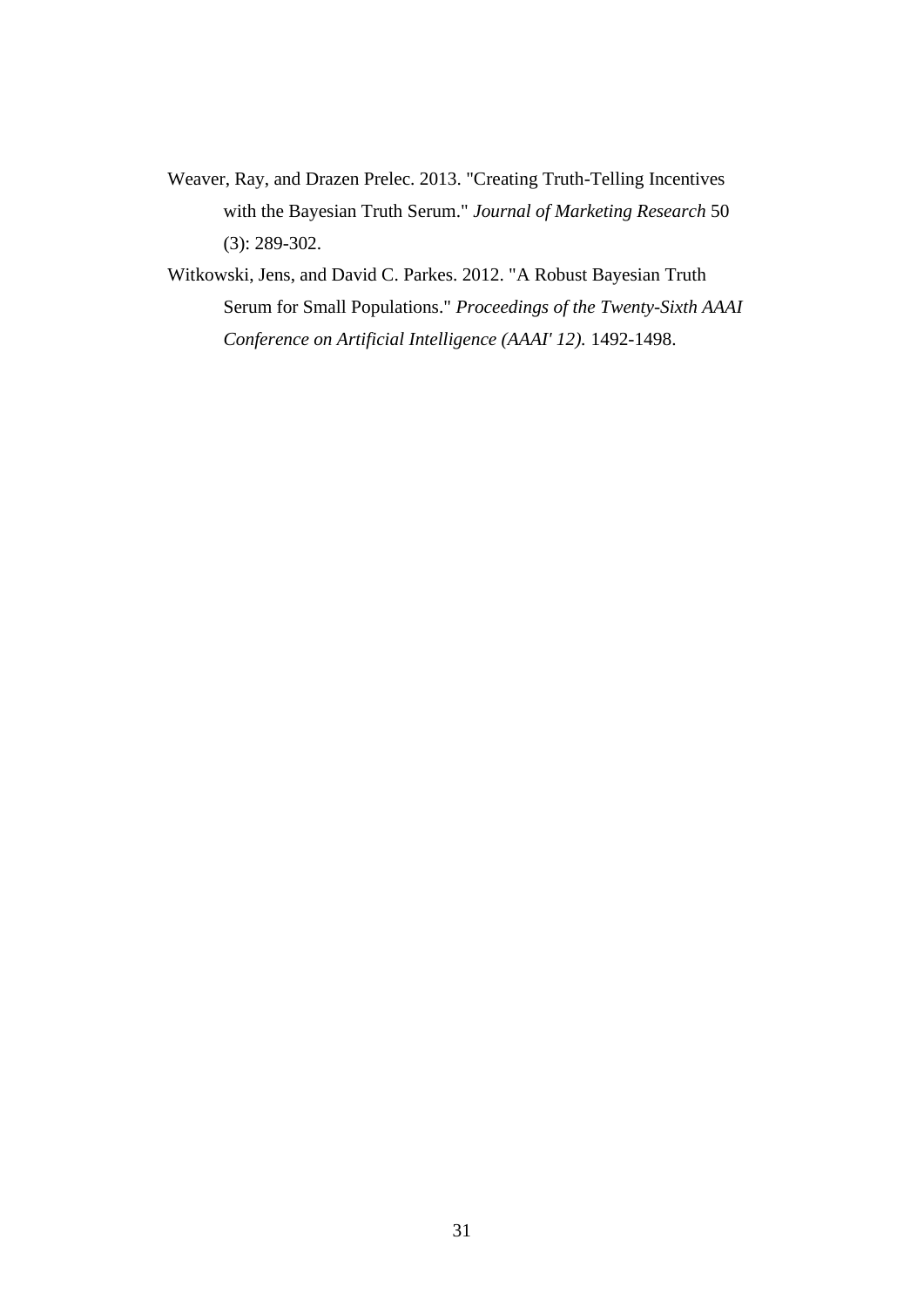Weaver, Ray, and Drazen Prelec. 2013. "Creating Truth-Telling Incentives with the Bayesian Truth Serum." *Journal of Marketing Research* 50 (3): 289-302.

Witkowski, Jens, and David C. Parkes. 2012. "A Robust Bayesian Truth Serum for Small Populations." *Proceedings of the Twenty-Sixth AAAI Conference on Artificial Intelligence (AAAI' 12).* 1492-1498.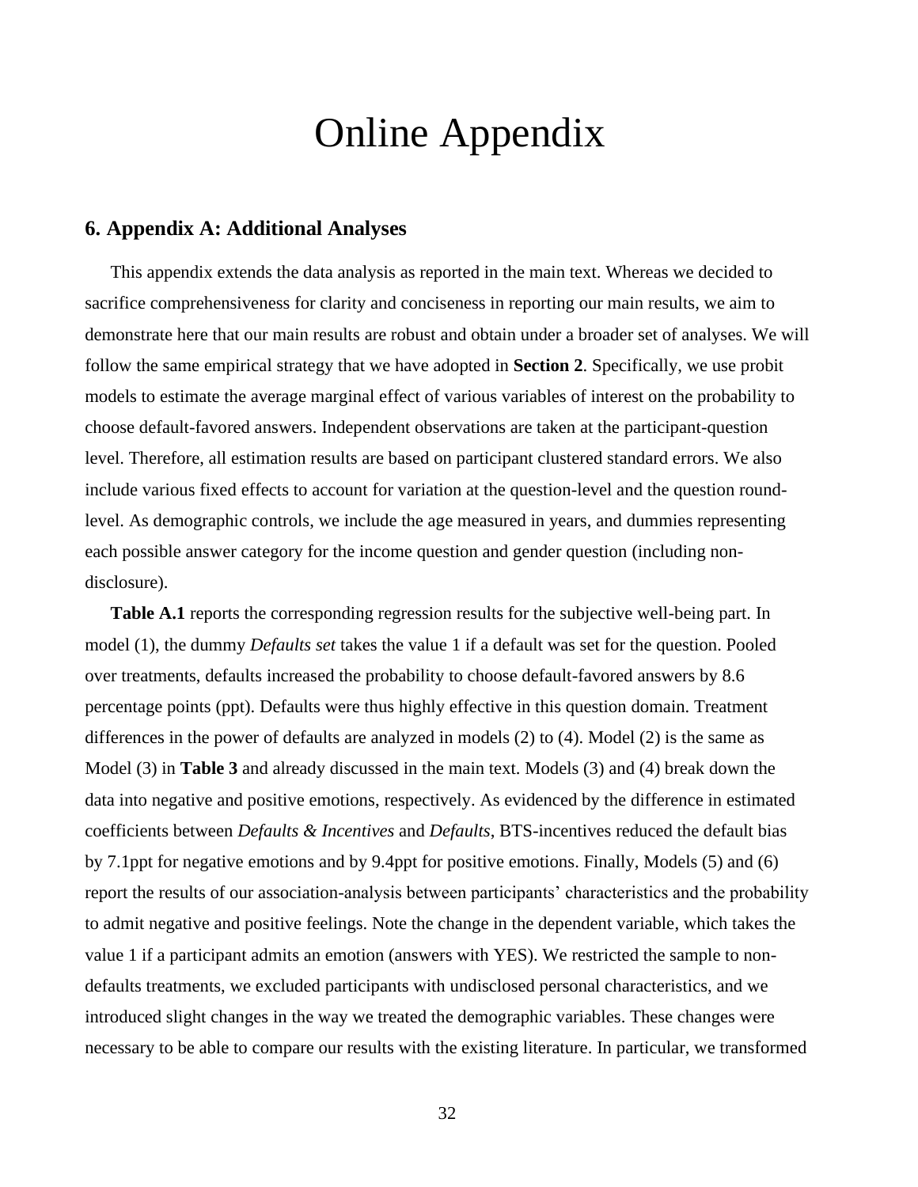# Online Appendix

## 6. Appendix A: Additional Analyses

This appendix extends the data analysis as reported in the main text. Whereas we decided to sacrifice comprehensiveness for clarity and conciseness in reporting our main results, we aim to demonstrate here that our main results are robust and obtain under a broader set of analyses. We will follow the same empirical strategy that we have adopted in **Section 2**. Specifically, we use probit models to estimate the average marginal effect of various variables of interest on the probability to choose default-favored answers. Independent observations are taken at the participant-question level. Therefore, all estimation results are based on participant clustered standard errors. We also include various fixed effects to account for variation at the question-level and the question round-level. As demographic controls, we include the age measured in years, and dummies representing each possible answer category for the income question and gender question (including non-disclosure).

**Table A.1** reports the corresponding regression results for the subjective well-being part. In model (1), the dummy *Defaults set* takes the value 1 if a default was set for the question. Pooled over treatments, defaults increased the probability to choose default-favored answers by 8.6 percentage points (ppt). Defaults were thus highly effective in this question domain. Treatment differences in the power of defaults are analyzed in models (2) to (4). Model (2) is the same as Model (3) in **Table 3** and already discussed in the main text. Models (3) and (4) break down the data into negative and positive emotions, respectively. As evidenced by the difference in estimated coefficients between *Defaults & Incentives* and *Defaults*, BTS-incentives reduced the default bias by 7.1ppt for negative emotions and by 9.4ppt for positive emotions. Finally, Models (5) and (6) report the results of our association-analysis between participants' characteristics and the probability to admit negative and positive feelings. Note the change in the dependent variable, which takes the value 1 if a participant admits an emotion (answers with YES). We restricted the sample to non-defaults treatments, we excluded participants with undisclosed personal characteristics, and we introduced slight changes in the way we treated the demographic variables. These changes were necessary to be able to compare our results with the existing literature. In particular, we transformed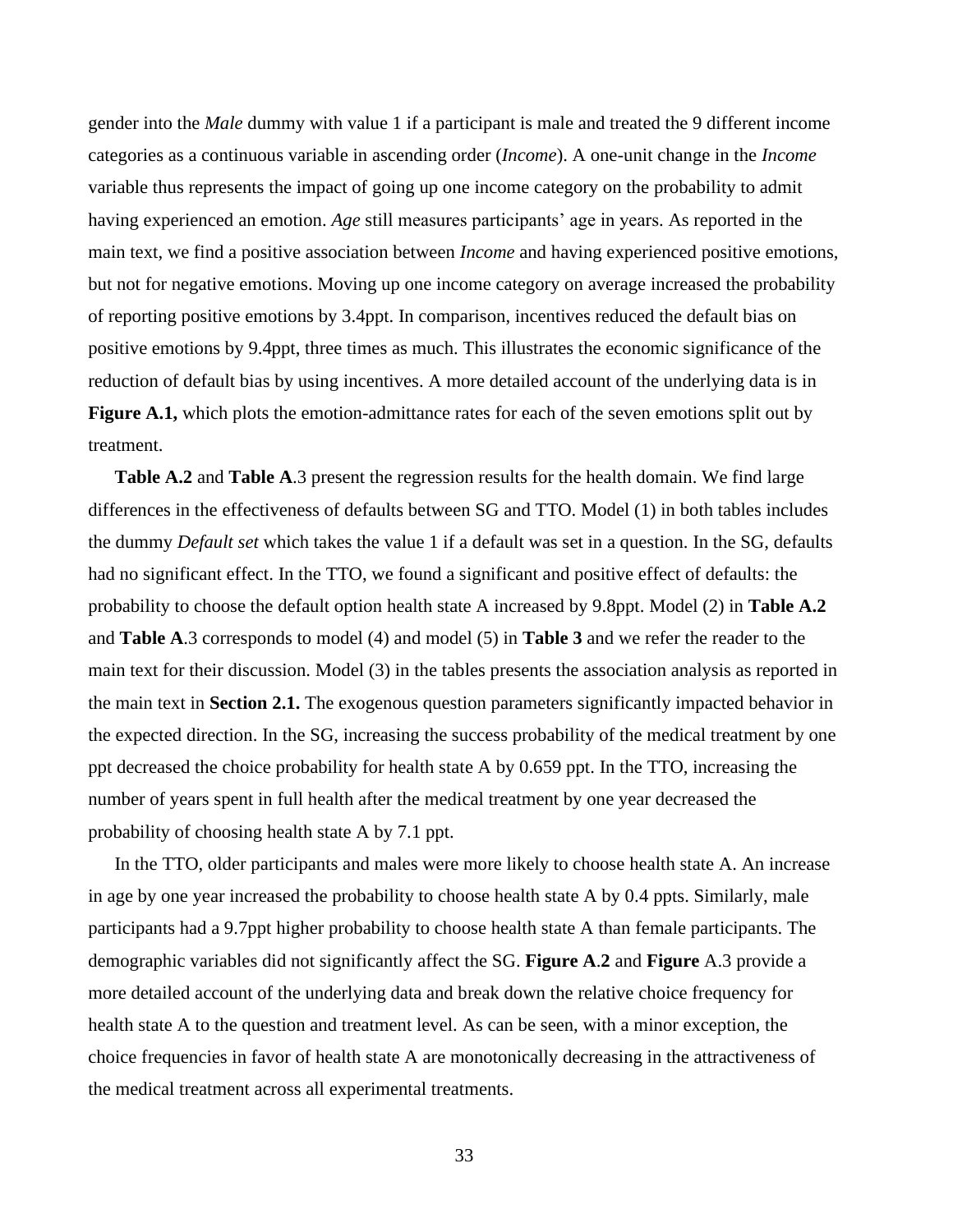gender into the *Male* dummy with value 1 if a participant is male and treated the 9 different income categories as a continuous variable in ascending order (*Income*). A one-unit change in the *Income* variable thus represents the impact of going up one income category on the probability to admit having experienced an emotion. *Age* still measures participants' age in years. As reported in the main text, we find a positive association between *Income* and having experienced positive emotions, but not for negative emotions. Moving up one income category on average increased the probability of reporting positive emotions by 3.4ppt. In comparison, incentives reduced the default bias on positive emotions by 9.4ppt, three times as much. This illustrates the economic significance of the reduction of default bias by using incentives. A more detailed account of the underlying data is in **Figure A.1,** which plots the emotion-admittance rates for each of the seven emotions split out by treatment.

**Table A.2** and **Table A**.3 present the regression results for the health domain. We find large differences in the effectiveness of defaults between SG and TTO. Model (1) in both tables includes the dummy *Default set* which takes the value 1 if a default was set in a question. In the SG, defaults had no significant effect. In the TTO, we found a significant and positive effect of defaults: the probability to choose the default option health state A increased by 9.8ppt. Model (2) in **Table A.2** and **Table A**.3 corresponds to model (4) and model (5) in **Table 3** and we refer the reader to the main text for their discussion. Model (3) in the tables presents the association analysis as reported in the main text in **Section 2.1.** The exogenous question parameters significantly impacted behavior in the expected direction. In the SG, increasing the success probability of the medical treatment by one ppt decreased the choice probability for health state A by 0.659 ppt. In the TTO, increasing the number of years spent in full health after the medical treatment by one year decreased the probability of choosing health state A by 7.1 ppt.

In the TTO, older participants and males were more likely to choose health state A. An increase in age by one year increased the probability to choose health state A by 0.4 ppts. Similarly, male participants had a 9.7ppt higher probability to choose health state A than female participants. The demographic variables did not significantly affect the SG. **Figure A**.**2** and **Figure** A.3 provide a more detailed account of the underlying data and break down the relative choice frequency for health state A to the question and treatment level. As can be seen, with a minor exception, the choice frequencies in favor of health state A are monotonically decreasing in the attractiveness of the medical treatment across all experimental treatments.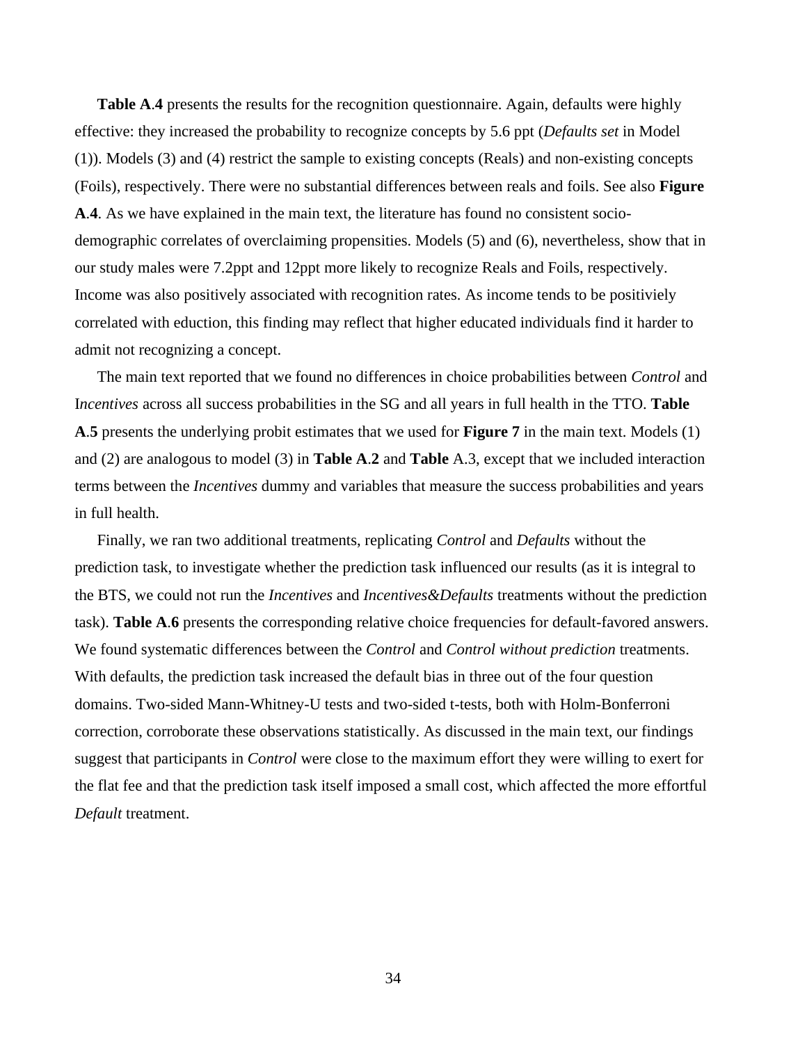**Table A.4** presents the results for the recognition questionnaire. Again, defaults were highly effective: they increased the probability to recognize concepts by 5.6 ppt (*Defaults set* in Model (1)). Models (3) and (4) restrict the sample to existing concepts (Reals) and non-existing concepts (Foils), respectively. There were no substantial differences between reals and foils. See also **Figure A.4**. As we have explained in the main text, the literature has found no consistent socio-demographic correlates of overclaiming propensities. Models (5) and (6), nevertheless, show that in our study males were 7.2ppt and 12ppt more likely to recognize Reals and Foils, respectively. Income was also positively associated with recognition rates. As income tends to be positiviely correlated with eduction, this finding may reflect that higher educated individuals find it harder to admit not recognizing a concept.

The main text reported that we found no differences in choice probabilities between *Control* and I*ncentives* across all success probabilities in the SG and all years in full health in the TTO. **Table A.5** presents the underlying probit estimates that we used for **Figure 7** in the main text. Models (1) and (2) are analogous to model (3) in **Table A.2** and **Table** A.3, except that we included interaction terms between the *Incentives* dummy and variables that measure the success probabilities and years in full health.

Finally, we ran two additional treatments, replicating *Control* and *Defaults* without the prediction task, to investigate whether the prediction task influenced our results (as it is integral to the BTS, we could not run the *Incentives* and *Incentives&Defaults* treatments without the prediction task). **Table A.6** presents the corresponding relative choice frequencies for default-favored answers. We found systematic differences between the *Control* and *Control without prediction* treatments. With defaults, the prediction task increased the default bias in three out of the four question domains. Two-sided Mann-Whitney-U tests and two-sided t-tests, both with Holm-Bonferroni correction, corroborate these observations statistically. As discussed in the main text, our findings suggest that participants in *Control* were close to the maximum effort they were willing to exert for the flat fee and that the prediction task itself imposed a small cost, which affected the more effortful *Default* treatment.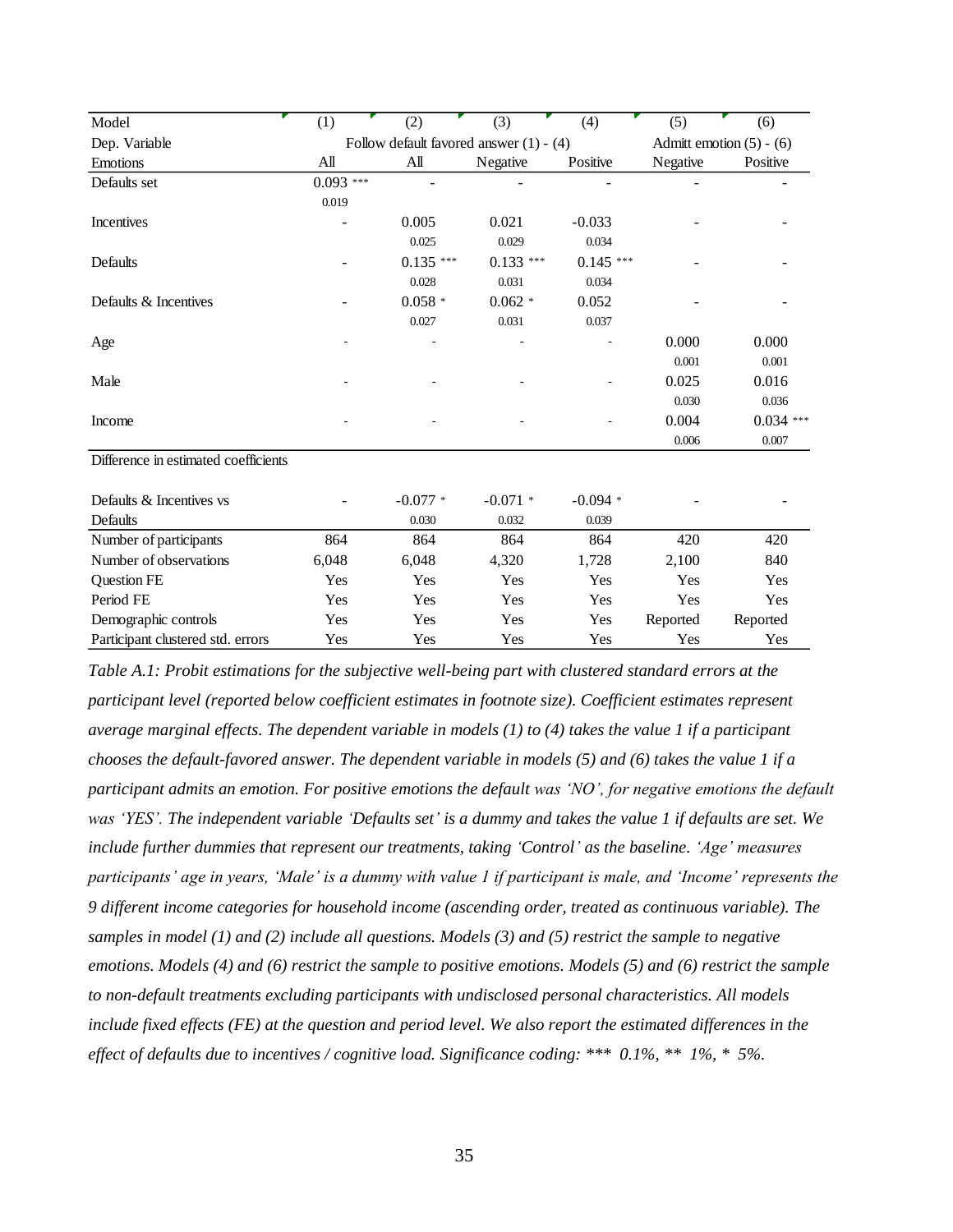| Model | (1) | (2) | (3) | (4) | (5) | (6) |
|---|---|---|---|---|---|---|
| Dep. Variable | Follow default favored answer (1) - (4) | | | | Admitt emotion (5) - (6) | |
| Emotions | All | All | Negative | Positive | Negative | Positive |
| Defaults set | 0.093 *** | - | - | - | - | - |
| | 0.019 | | | | | |
| Incentives | - | 0.005 | 0.021 | -0.033 | - | - |
| | | 0.025 | 0.029 | 0.034 | | |
| Defaults | - | 0.135 *** | 0.133 *** | 0.145 *** | - | - |
| | | 0.028 | 0.031 | 0.034 | | |
| Defaults & Incentives | - | 0.058 * | 0.062 * | 0.052 | - | - |
| | | 0.027 | 0.031 | 0.037 | | |
| Age | - | - | - | - | 0.000 | 0.000 |
| | | | | | 0.001 | 0.001 |
| Male | - | - | - | - | 0.025 | 0.016 |
| | | | | | 0.030 | 0.036 |
| Income | - | - | - | - | 0.004 | 0.034 *** |
| | | | | | 0.006 | 0.007 |
| Difference in estimated coefficients | | | | | | |
| Defaults & Incentives vs Defaults | - | -0.077 * | -0.071 * | -0.094 * | - | - |
| | | 0.030 | 0.032 | 0.039 | | |
| Number of participants | 864 | 864 | 864 | 864 | 420 | 420 |
| Number of observations | 6,048 | 6,048 | 4,320 | 1,728 | 2,100 | 840 |
| Question FE | Yes | Yes | Yes | Yes | Yes | Yes |
| Period FE | Yes | Yes | Yes | Yes | Yes | Yes |
| Demographic controls | Yes | Yes | Yes | Yes | Reported | Reported |
| Participant clustered std. errors | Yes | Yes | Yes | Yes | Yes | Yes |

*Table A.1: Probit estimations for the subjective well-being part with clustered standard errors at the participant level (reported below coefficient estimates in footnote size). Coefficient estimates represent average marginal effects. The dependent variable in models (1) to (4) takes the value 1 if a participant chooses the default-favored answer. The dependent variable in models (5) and (6) takes the value 1 if a participant admits an emotion. For positive emotions the default was 'NO', for negative emotions the default was 'YES'. The independent variable 'Defaults set' is a dummy and takes the value 1 if defaults are set. We include further dummies that represent our treatments, taking 'Control' as the baseline. 'Age' measures participants' age in years, 'Male' is a dummy with value 1 if participant is male, and 'Income' represents the 9 different income categories for household income (ascending order, treated as continuous variable). The samples in model (1) and (2) include all questions. Models (3) and (5) restrict the sample to negative emotions. Models (4) and (6) restrict the sample to positive emotions. Models (5) and (6) restrict the sample to non-default treatments excluding participants with undisclosed personal characteristics. All models include fixed effects (FE) at the question and period level. We also report the estimated differences in the effect of defaults due to incentives / cognitive load. Significance coding: *** 0.1%, ** 1%, * 5%.*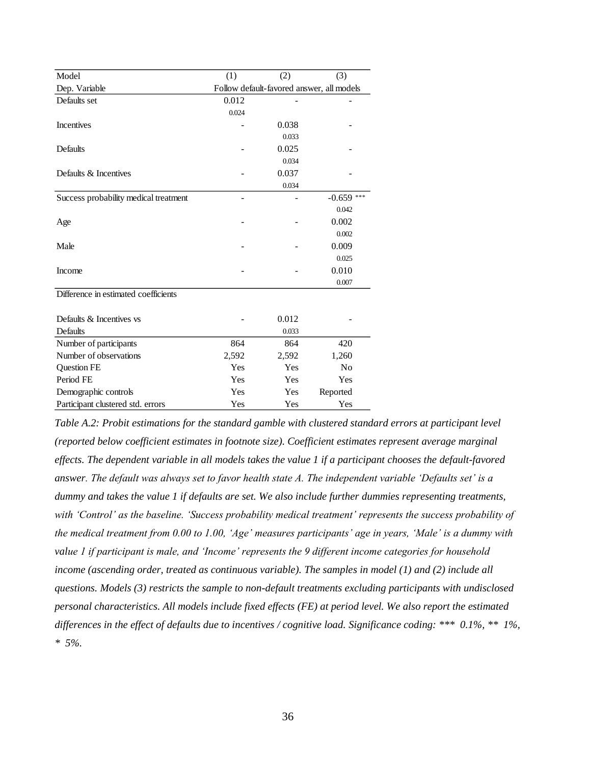| Model | (1) | (2) | (3) |
| --- | --- | --- | --- |
| Dep. Variable | Follow default-favored answer, all models | | |
| Defaults set | 0.012 | - | - |
| | 0.024 | | |
| Incentives | - | 0.038 | - |
| | | 0.033 | |
| Defaults | - | 0.025 | - |
| | | 0.034 | |
| Defaults & Incentives | - | 0.037 | - |
| | | 0.034 | |
| Success probability medical treatment | - | - | -0.659 *** |
| | | | 0.042 |
| Age | - | - | 0.002 |
| | | | 0.002 |
| Male | - | - | 0.009 |
| | | | 0.025 |
| Income | - | - | 0.010 |
| | | | 0.007 |
| Difference in estimated coefficients | | | |
| Defaults & Incentives vs | - | 0.012 | - |
| Defaults | | 0.033 | |
| Number of participants | 864 | 864 | 420 |
| Number of observations | 2,592 | 2,592 | 1,260 |
| Question FE | Yes | Yes | No |
| Period FE | Yes | Yes | Yes |
| Demographic controls | Yes | Yes | Reported |
| Participant clustered std. errors | Yes | Yes | Yes |

*Table A.2: Probit estimations for the standard gamble with clustered standard errors at participant level (reported below coefficient estimates in footnote size). Coefficient estimates represent average marginal effects. The dependent variable in all models takes the value 1 if a participant chooses the default-favored answer. The default was always set to favor health state A. The independent variable 'Defaults set' is a dummy and takes the value 1 if defaults are set. We also include further dummies representing treatments, with 'Control' as the baseline. 'Success probability medical treatment' represents the success probability of the medical treatment from 0.00 to 1.00, 'Age' measures participants' age in years, 'Male' is a dummy with value 1 if participant is male, and 'Income' represents the 9 different income categories for household income (ascending order, treated as continuous variable). The samples in model (1) and (2) include all questions. Models (3) restricts the sample to non-default treatments excluding participants with undisclosed personal characteristics. All models include fixed effects (FE) at period level. We also report the estimated differences in the effect of defaults due to incentives / cognitive load. Significance coding: *** 0.1%, ** 1%, * 5%.*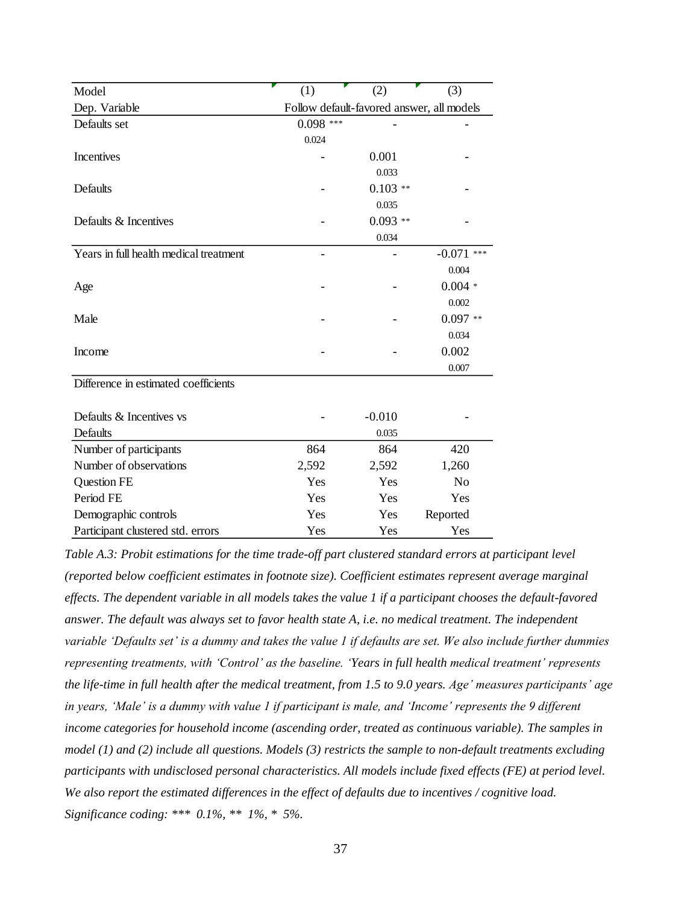| Model | (1) | (2) | (3) |
|---|---|---|---|
| Dep. Variable | Follow default-favored answer, all models | | |
| Defaults set | 0.098 *** | - | - |
| | 0.024 | | |
| Incentives | - | 0.001 | - |
| | | 0.033 | |
| Defaults | - | 0.103 ** | - |
| | | 0.035 | |
| Defaults & Incentives | - | 0.093 ** | - |
| | | 0.034 | |
| Years in full health medical treatment | - | - | -0.071 *** |
| | | | 0.004 |
| Age | - | - | 0.004 * |
| | | | 0.002 |
| Male | - | - | 0.097 ** |
| | | | 0.034 |
| Income | - | - | 0.002 |
| | | | 0.007 |
| Difference in estimated coefficients | | | |
| Defaults & Incentives vs Defaults | - | -0.010 | - |
| | | 0.035 | |
| Number of participants | 864 | 864 | 420 |
| Number of observations | 2,592 | 2,592 | 1,260 |
| Question FE | Yes | Yes | No |
| Period FE | Yes | Yes | Yes |
| Demographic controls | Yes | Yes | Reported |
| Participant clustered std. errors | Yes | Yes | Yes |

*Table A.3: Probit estimations for the time trade-off part clustered standard errors at participant level (reported below coefficient estimates in footnote size). Coefficient estimates represent average marginal effects. The dependent variable in all models takes the value 1 if a participant chooses the default-favored answer. The default was always set to favor health state A, i.e. no medical treatment. The independent variable 'Defaults set' is a dummy and takes the value 1 if defaults are set. We also include further dummies representing treatments, with 'Control' as the baseline. 'Years in full health medical treatment' represents the life-time in full health after the medical treatment, from 1.5 to 9.0 years. Age' measures participants' age in years, 'Male' is a dummy with value 1 if participant is male, and 'Income' represents the 9 different income categories for household income (ascending order, treated as continuous variable). The samples in model (1) and (2) include all questions. Models (3) restricts the sample to non-default treatments excluding participants with undisclosed personal characteristics. All models include fixed effects (FE) at period level. We also report the estimated differences in the effect of defaults due to incentives / cognitive load. Significance coding: *** 0.1%, ** 1%, * 5%.*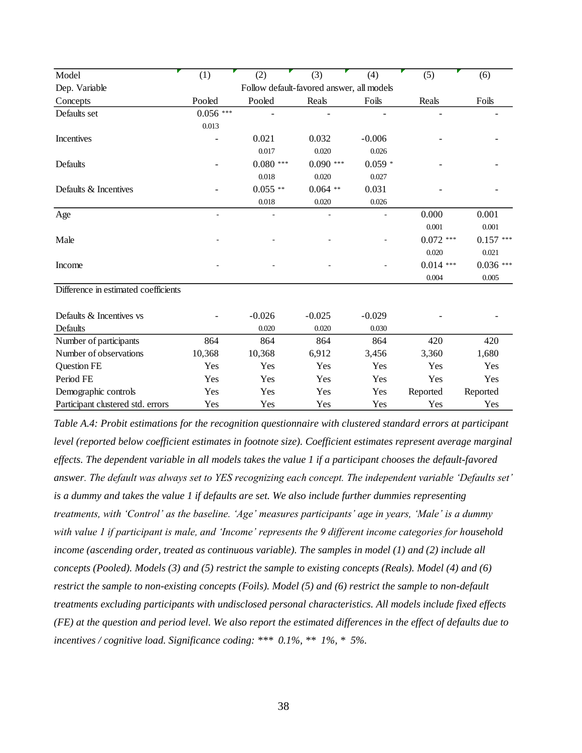| Model | (1) | (2) | (3) | (4) | (5) | (6) |
|---|---|---|---|---|---|---|
| Dep. Variable | Follow default-favored answer, all models | | | | | |
| Concepts | Pooled | Pooled | Reals | Foils | Reals | Foils |
| Defaults set | 0.056 *** | - | - | - | - | - |
| | 0.013 | | | | | |
| Incentives | - | 0.021 | 0.032 | -0.006 | - | - |
| | | 0.017 | 0.020 | 0.026 | | |
| Defaults | - | 0.080 *** | 0.090 *** | 0.059 * | - | - |
| | | 0.018 | 0.020 | 0.027 | | |
| Defaults & Incentives | - | 0.055 ** | 0.064 ** | 0.031 | - | - |
| | | 0.018 | 0.020 | 0.026 | | |
| Age | - | - | - | - | 0.000 | 0.001 |
| | | | | | 0.001 | 0.001 |
| Male | - | - | - | - | 0.072 *** | 0.157 *** |
| | | | | | 0.020 | 0.021 |
| Income | - | - | - | - | 0.014 *** | 0.036 *** |
| | | | | | 0.004 | 0.005 |
| Difference in estimated coefficients | | | | | | |
| Defaults & Incentives vs Defaults | - | -0.026 | -0.025 | -0.029 | - | - |
| | | 0.020 | 0.020 | 0.030 | | |
| Number of participants | 864 | 864 | 864 | 864 | 420 | 420 |
| Number of observations | 10,368 | 10,368 | 6,912 | 3,456 | 3,360 | 1,680 |
| Question FE | Yes | Yes | Yes | Yes | Yes | Yes |
| Period FE | Yes | Yes | Yes | Yes | Yes | Yes |
| Demographic controls | Yes | Yes | Yes | Yes | Reported | Reported |
| Participant clustered std. errors | Yes | Yes | Yes | Yes | Yes | Yes |

*Table A.4: Probit estimations for the recognition questionnaire with clustered standard errors at participant level (reported below coefficient estimates in footnote size). Coefficient estimates represent average marginal effects. The dependent variable in all models takes the value 1 if a participant chooses the default-favored answer. The default was always set to YES recognizing each concept. The independent variable 'Defaults set' is a dummy and takes the value 1 if defaults are set. We also include further dummies representing treatments, with 'Control' as the baseline. 'Age' measures participants' age in years, 'Male' is a dummy with value 1 if participant is male, and 'Income' represents the 9 different income categories for household income (ascending order, treated as continuous variable). The samples in model (1) and (2) include all concepts (Pooled). Models (3) and (5) restrict the sample to existing concepts (Reals). Model (4) and (6) restrict the sample to non-existing concepts (Foils). Model (5) and (6) restrict the sample to non-default treatments excluding participants with undisclosed personal characteristics. All models include fixed effects (FE) at the question and period level. We also report the estimated differences in the effect of defaults due to incentives / cognitive load. Significance coding: *** 0.1%, ** 1%, * 5%.*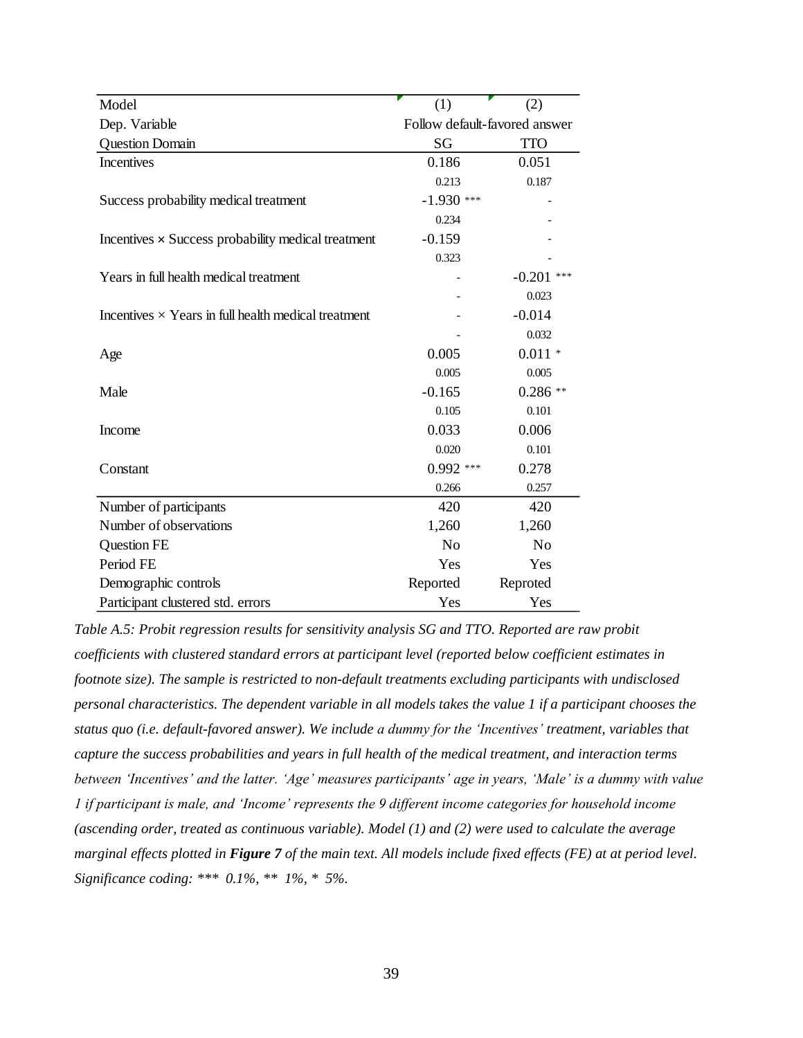| Model | (1) | (2) |
|---|---|---|
| Dep. Variable | Follow default-favored answer | |
| Question Domain | SG | TTO |
| Incentives | 0.186 | 0.051 |
| | 0.213 | 0.187 |
| Success probability medical treatment | -1.930 *** | - |
| | 0.234 | - |
| Incentives × Success probability medical treatment | -0.159 | - |
| | 0.323 | - |
| Years in full health medical treatment | - | -0.201 *** |
| | - | 0.023 |
| Incentives × Years in full health medical treatment | - | -0.014 |
| | - | 0.032 |
| Age | 0.005 | 0.011 * |
| | 0.005 | 0.005 |
| Male | -0.165 | 0.286 ** |
| | 0.105 | 0.101 |
| Income | 0.033 | 0.006 |
| | 0.020 | 0.101 |
| Constant | 0.992 *** | 0.278 |
| | 0.266 | 0.257 |
| Number of participants | 420 | 420 |
| Number of observations | 1,260 | 1,260 |
| Question FE | No | No |
| Period FE | Yes | Yes |
| Demographic controls | Reported | Reproted |
| Participant clustered std. errors | Yes | Yes |

*Table A.5: Probit regression results for sensitivity analysis SG and TTO. Reported are raw probit coefficients with clustered standard errors at participant level (reported below coefficient estimates in footnote size). The sample is restricted to non-default treatments excluding participants with undisclosed personal characteristics. The dependent variable in all models takes the value 1 if a participant chooses the status quo (i.e. default-favored answer). We include a dummy for the 'Incentives' treatment, variables that capture the success probabilities and years in full health of the medical treatment, and interaction terms between 'Incentives' and the latter. 'Age' measures participants' age in years, 'Male' is a dummy with value 1 if participant is male, and 'Income' represents the 9 different income categories for household income (ascending order, treated as continuous variable). Model (1) and (2) were used to calculate the average marginal effects plotted in **Figure 7** of the main text. All models include fixed effects (FE) at at period level. Significance coding: *** 0.1%, ** 1%, * 5%.*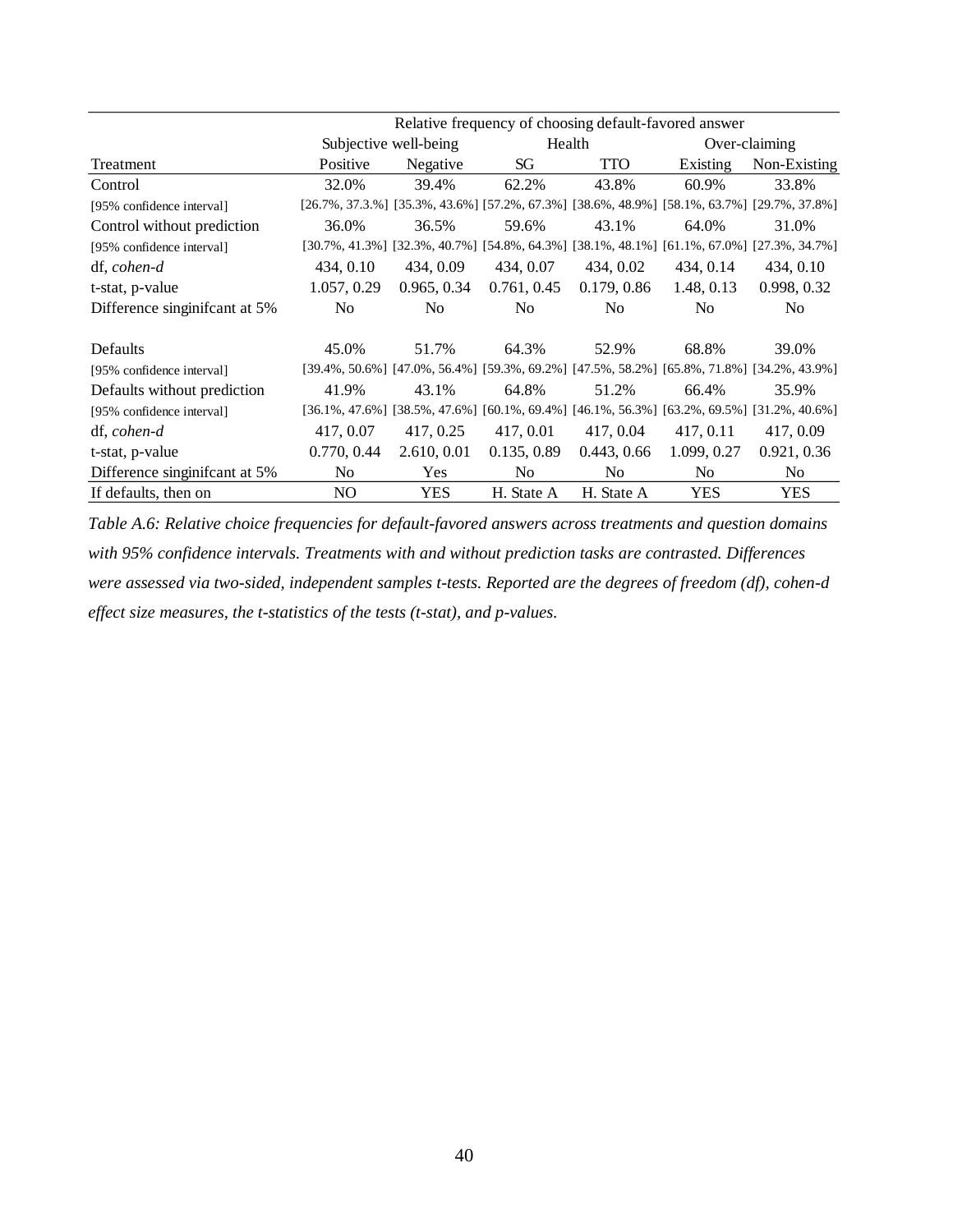| | Relative frequency of choosing default-favored answer | | | | | |
|---|---|---|---|---|---|---|
| | Subjective well-being | | Health | | Over-claiming | |
| Treatment | Positive | Negative | SG | TTO | Existing | Non-Existing |
| Control | 32.0% | 39.4% | 62.2% | 43.8% | 60.9% | 33.8% |
| [95% confidence interval] | [26.7%, 37.3.%] | [35.3%, 43.6%] | [57.2%, 67.3%] | [38.6%, 48.9%] | [58.1%, 63.7%] | [29.7%, 37.8%] |
| Control without prediction | 36.0% | 36.5% | 59.6% | 43.1% | 64.0% | 31.0% |
| [95% confidence interval] | [30.7%, 41.3%] | [32.3%, 40.7%] | [54.8%, 64.3%] | [38.1%, 48.1%] | [61.1%, 67.0%] | [27.3%, 34.7%] |
| df, *cohen-d* | 434, 0.10 | 434, 0.09 | 434, 0.07 | 434, 0.02 | 434, 0.14 | 434, 0.10 |
| t-stat, p-value | 1.057, 0.29 | 0.965, 0.34 | 0.761, 0.45 | 0.179, 0.86 | 1.48, 0.13 | 0.998, 0.32 |
| Difference singinifcant at 5% | No | No | No | No | No | No |
| | | | | | | |
| Defaults | 45.0% | 51.7% | 64.3% | 52.9% | 68.8% | 39.0% |
| [95% confidence interval] | [39.4%, 50.6%] | [47.0%, 56.4%] | [59.3%, 69.2%] | [47.5%, 58.2%] | [65.8%, 71.8%] | [34.2%, 43.9%] |
| Defaults without prediction | 41.9% | 43.1% | 64.8% | 51.2% | 66.4% | 35.9% |
| [95% confidence interval] | [36.1%, 47.6%] | [38.5%, 47.6%] | [60.1%, 69.4%] | [46.1%, 56.3%] | [63.2%, 69.5%] | [31.2%, 40.6%] |
| df, *cohen-d* | 417, 0.07 | 417, 0.25 | 417, 0.01 | 417, 0.04 | 417, 0.11 | 417, 0.09 |
| t-stat, p-value | 0.770, 0.44 | 2.610, 0.01 | 0.135, 0.89 | 0.443, 0.66 | 1.099, 0.27 | 0.921, 0.36 |
| Difference singinifcant at 5% | No | Yes | No | No | No | No |
| If defaults, then on | NO | YES | H. State A | H. State A | YES | YES |

*Table A.6: Relative choice frequencies for default-favored answers across treatments and question domains with 95% confidence intervals. Treatments with and without prediction tasks are contrasted. Differences were assessed via two-sided, independent samples t-tests. Reported are the degrees of freedom (df), cohen-d effect size measures, the t-statistics of the tests (t-stat), and p-values.*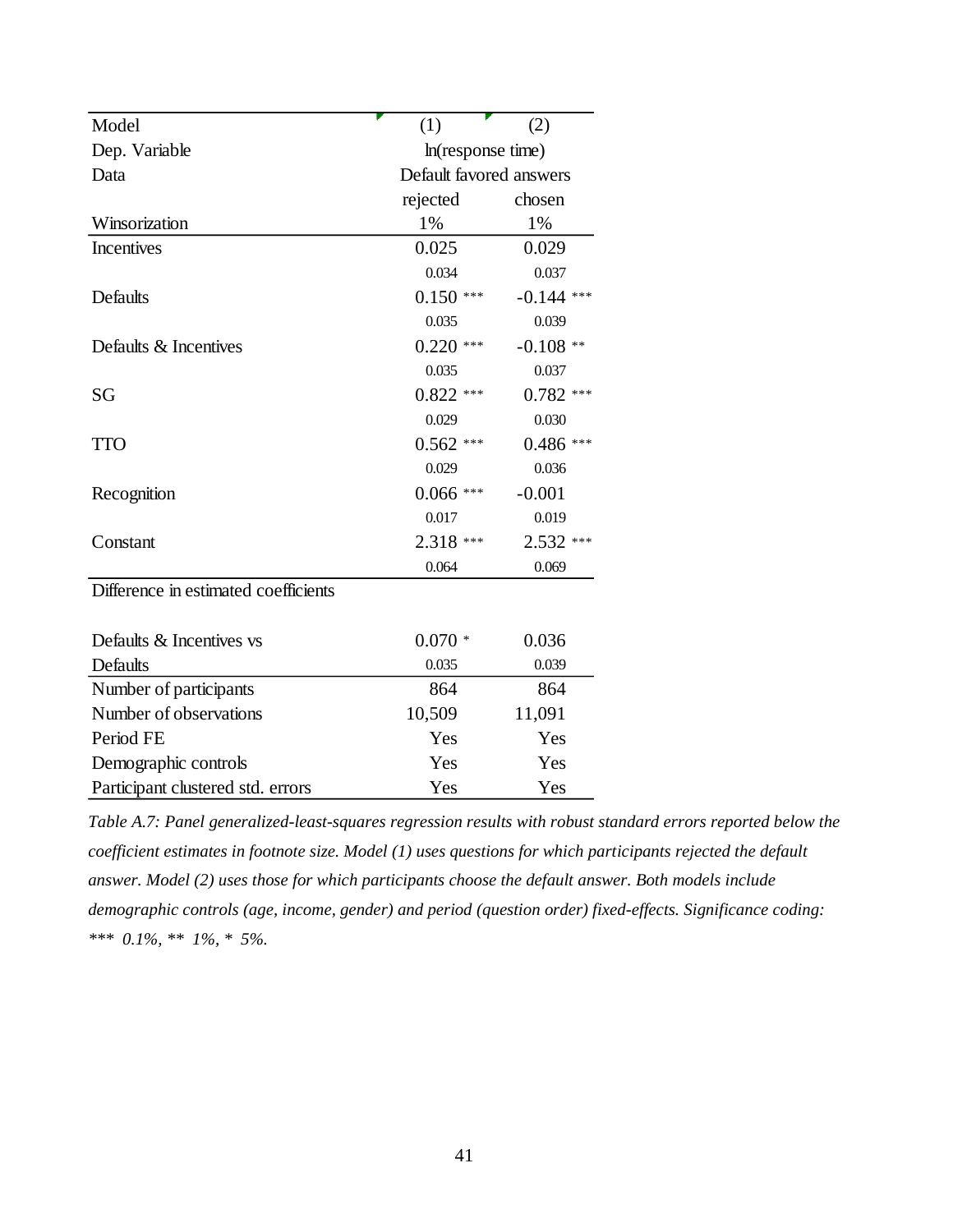| Model | (1) | (2) |
|---|---|---|
| Dep. Variable | ln(response time) | |
| Data | Default favored answers | |
| | rejected | chosen |
| Winsorization | 1% | 1% |
| Incentives | 0.025 | 0.029 |
| | 0.034 | 0.037 |
| Defaults | 0.150 *** | -0.144 *** |
| | 0.035 | 0.039 |
| Defaults & Incentives | 0.220 *** | -0.108 ** |
| | 0.035 | 0.037 |
| SG | 0.822 *** | 0.782 *** |
| | 0.029 | 0.030 |
| TTO | 0.562 *** | 0.486 *** |
| | 0.029 | 0.036 |
| Recognition | 0.066 *** | -0.001 |
| | 0.017 | 0.019 |
| Constant | 2.318 *** | 2.532 *** |
| | 0.064 | 0.069 |
| Difference in estimated coefficients | | |
| Defaults & Incentives vs Defaults | 0.070 * | 0.036 |
| | 0.035 | 0.039 |
| Number of participants | 864 | 864 |
| Number of observations | 10,509 | 11,091 |
| Period FE | Yes | Yes |
| Demographic controls | Yes | Yes |
| Participant clustered std. errors | Yes | Yes |

*Table A.7: Panel generalized-least-squares regression results with robust standard errors reported below the coefficient estimates in footnote size. Model (1) uses questions for which participants rejected the default answer. Model (2) uses those for which participants choose the default answer. Both models include demographic controls (age, income, gender) and period (question order) fixed-effects. Significance coding: *** 0.1%, ** 1%, * 5%.*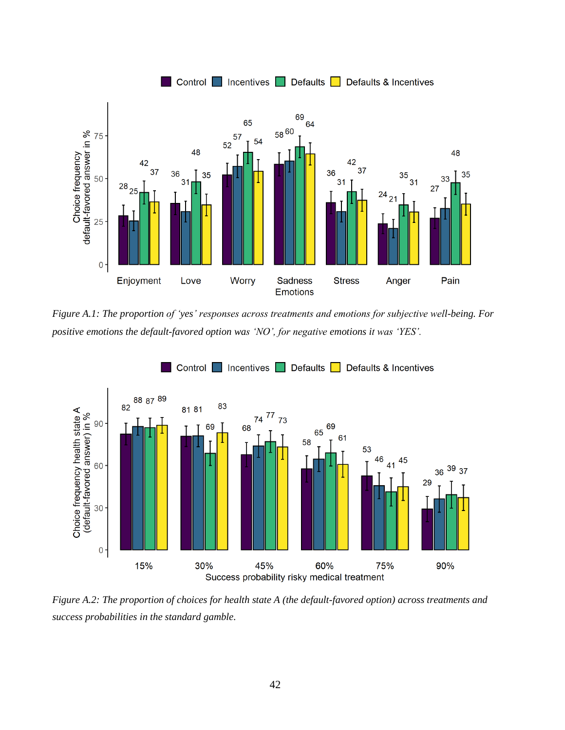*Figure A.1: The proportion of 'yes' responses across treatments and emotions for subjective well-being. For positive emotions the default-favored option was 'NO', for negative emotions it was 'YES'.*

*Figure A.2: The proportion of choices for health state A (the default-favored option) across treatments and success probabilities in the standard gamble.*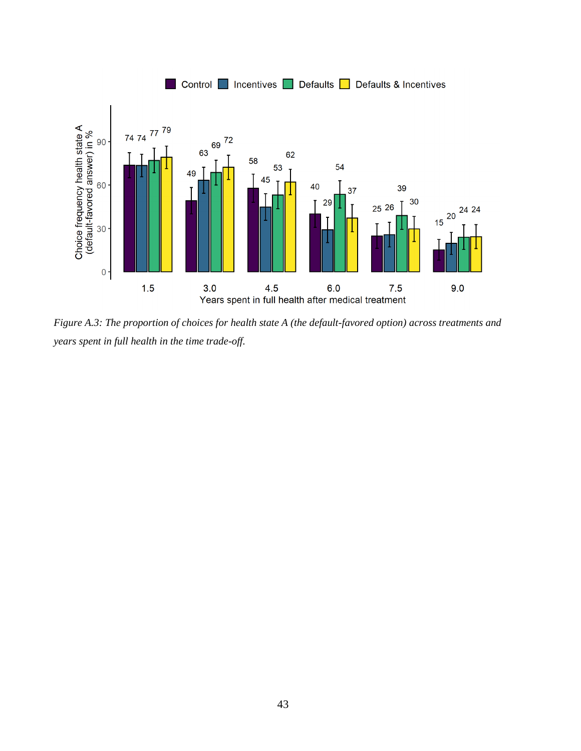*Figure A.3: The proportion of choices for health state A (the default-favored option) across treatments and years spent in full health in the time trade-off.*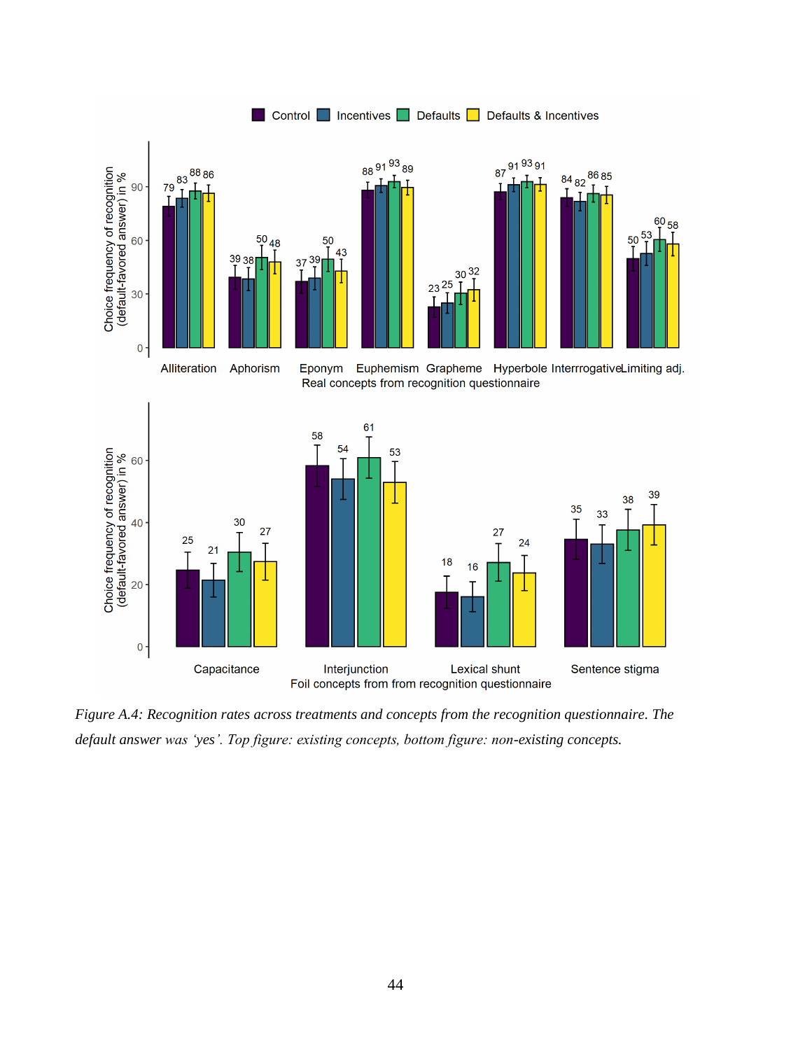*Figure A.4: Recognition rates across treatments and concepts from the recognition questionnaire. The default answer was 'yes'. Top figure: existing concepts, bottom figure: non-existing concepts.*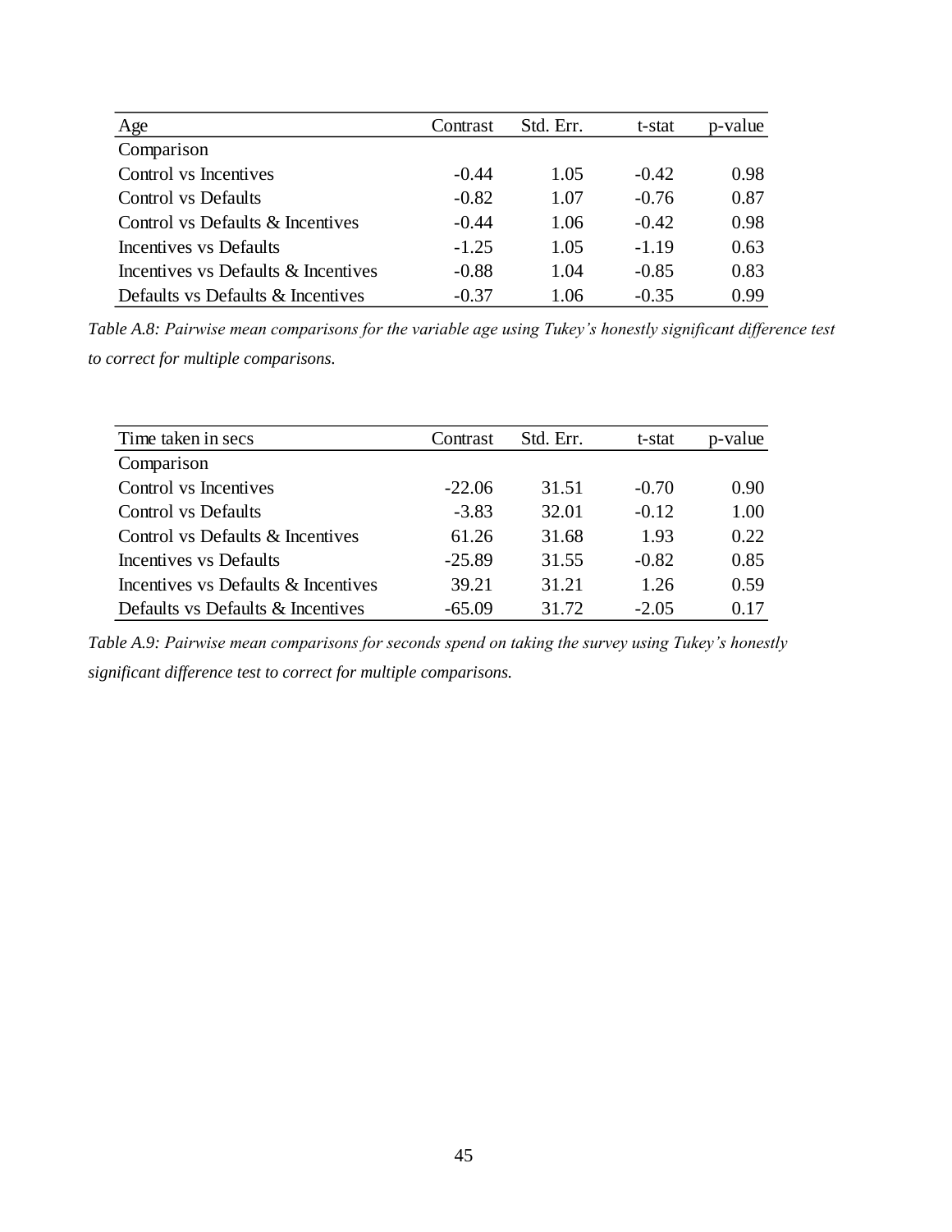| Age | Contrast | Std. Err. | t-stat | p-value |
|---|---|---|---|---|
| Comparison | | | | |
| Control vs Incentives | -0.44 | 1.05 | -0.42 | 0.98 |
| Control vs Defaults | -0.82 | 1.07 | -0.76 | 0.87 |
| Control vs Defaults & Incentives | -0.44 | 1.06 | -0.42 | 0.98 |
| Incentives vs Defaults | -1.25 | 1.05 | -1.19 | 0.63 |
| Incentives vs Defaults & Incentives | -0.88 | 1.04 | -0.85 | 0.83 |
| Defaults vs Defaults & Incentives | -0.37 | 1.06 | -0.35 | 0.99 |

*Table A.8: Pairwise mean comparisons for the variable age using Tukey's honestly significant difference test to correct for multiple comparisons.*

| Time taken in secs | Contrast | Std. Err. | t-stat | p-value |
|---|---|---|---|---|
| Comparison | | | | |
| Control vs Incentives | -22.06 | 31.51 | -0.70 | 0.90 |
| Control vs Defaults | -3.83 | 32.01 | -0.12 | 1.00 |
| Control vs Defaults & Incentives | 61.26 | 31.68 | 1.93 | 0.22 |
| Incentives vs Defaults | -25.89 | 31.55 | -0.82 | 0.85 |
| Incentives vs Defaults & Incentives | 39.21 | 31.21 | 1.26 | 0.59 |
| Defaults vs Defaults & Incentives | -65.09 | 31.72 | -2.05 | 0.17 |

*Table A.9: Pairwise mean comparisons for seconds spend on taking the survey using Tukey's honestly significant difference test to correct for multiple comparisons.*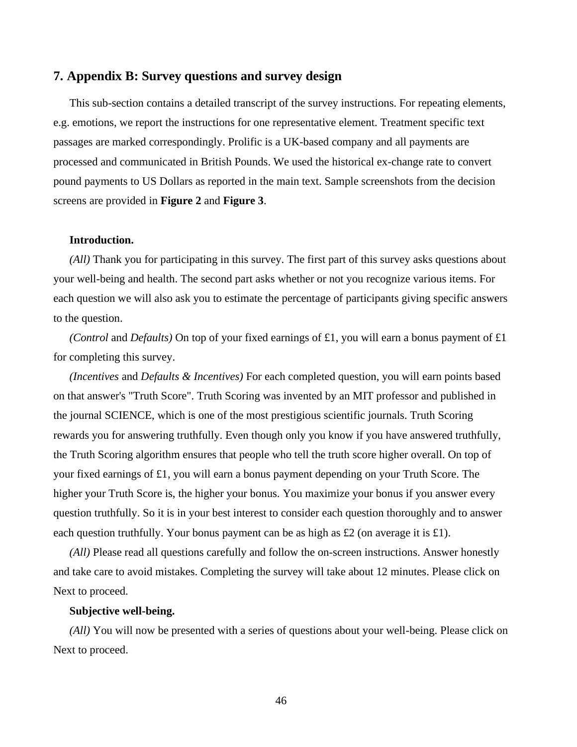## 7. Appendix B: Survey questions and survey design

This sub-section contains a detailed transcript of the survey instructions. For repeating elements, e.g. emotions, we report the instructions for one representative element. Treatment specific text passages are marked correspondingly. Prolific is a UK-based company and all payments are processed and communicated in British Pounds. We used the historical ex-change rate to convert pound payments to US Dollars as reported in the main text. Sample screenshots from the decision screens are provided in **Figure 2** and **Figure 3**.

**Introduction.**

*(All)* Thank you for participating in this survey. The first part of this survey asks questions about your well-being and health. The second part asks whether or not you recognize various items. For each question we will also ask you to estimate the percentage of participants giving specific answers to the question.

*(Control* and *Defaults)* On top of your fixed earnings of £1, you will earn a bonus payment of £1 for completing this survey.

*(Incentives* and *Defaults & Incentives)* For each completed question, you will earn points based on that answer's "Truth Score". Truth Scoring was invented by an MIT professor and published in the journal SCIENCE, which is one of the most prestigious scientific journals. Truth Scoring rewards you for answering truthfully. Even though only you know if you have answered truthfully, the Truth Scoring algorithm ensures that people who tell the truth score higher overall. On top of your fixed earnings of £1, you will earn a bonus payment depending on your Truth Score. The higher your Truth Score is, the higher your bonus. You maximize your bonus if you answer every question truthfully. So it is in your best interest to consider each question thoroughly and to answer each question truthfully. Your bonus payment can be as high as £2 (on average it is £1).

*(All)* Please read all questions carefully and follow the on-screen instructions. Answer honestly and take care to avoid mistakes. Completing the survey will take about 12 minutes. Please click on Next to proceed.

**Subjective well-being.**

*(All)* You will now be presented with a series of questions about your well-being. Please click on Next to proceed.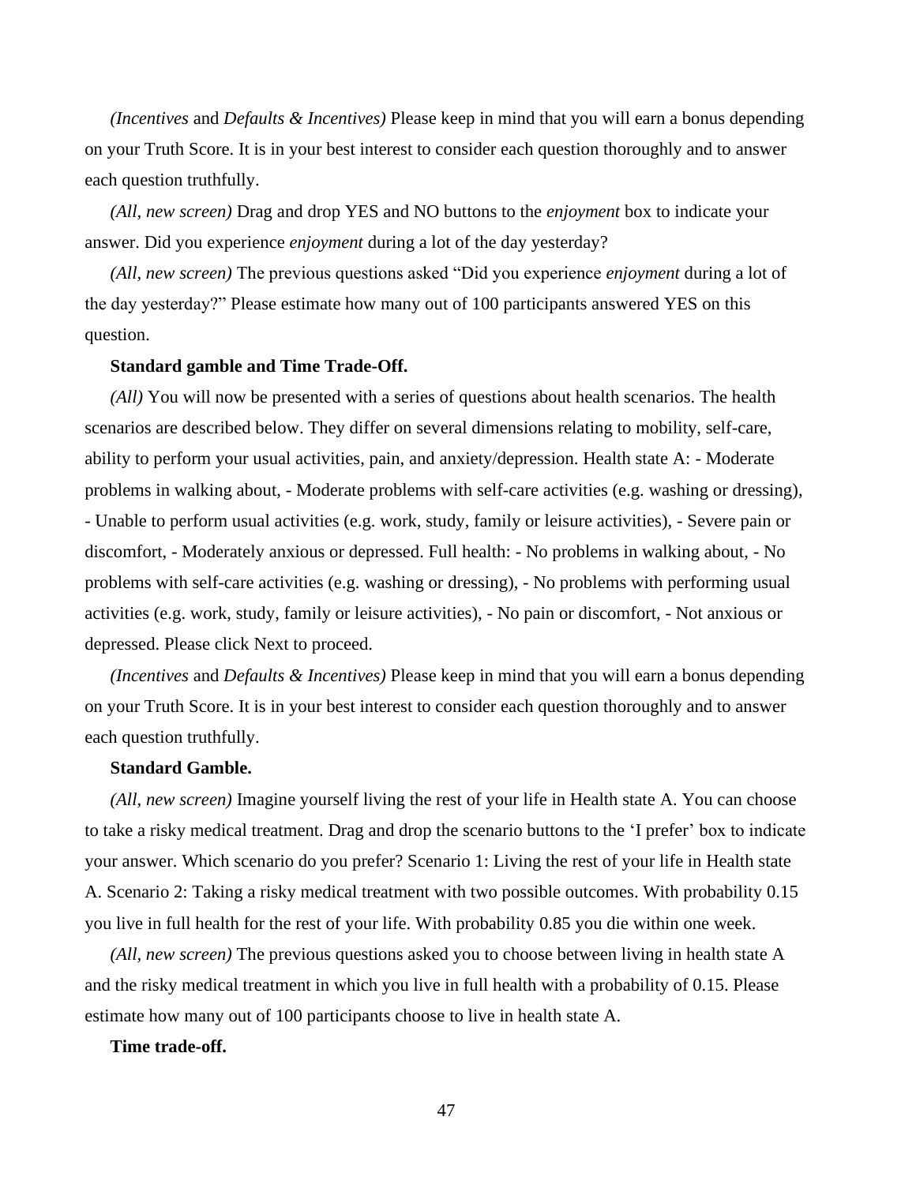*(Incentives* and *Defaults & Incentives)* Please keep in mind that you will earn a bonus depending on your Truth Score. It is in your best interest to consider each question thoroughly and to answer each question truthfully.

*(All, new screen)* Drag and drop YES and NO buttons to the *enjoyment* box to indicate your answer. Did you experience *enjoyment* during a lot of the day yesterday?

*(All, new screen)* The previous questions asked "Did you experience *enjoyment* during a lot of the day yesterday?" Please estimate how many out of 100 participants answered YES on this question.

**Standard gamble and Time Trade-Off.**

*(All)* You will now be presented with a series of questions about health scenarios. The health scenarios are described below. They differ on several dimensions relating to mobility, self-care, ability to perform your usual activities, pain, and anxiety/depression. Health state A: - Moderate problems in walking about, - Moderate problems with self-care activities (e.g. washing or dressing), - Unable to perform usual activities (e.g. work, study, family or leisure activities), - Severe pain or discomfort, - Moderately anxious or depressed. Full health: - No problems in walking about, - No problems with self-care activities (e.g. washing or dressing), - No problems with performing usual activities (e.g. work, study, family or leisure activities), - No pain or discomfort, - Not anxious or depressed. Please click Next to proceed.

*(Incentives* and *Defaults & Incentives)* Please keep in mind that you will earn a bonus depending on your Truth Score. It is in your best interest to consider each question thoroughly and to answer each question truthfully.

**Standard Gamble.**

*(All, new screen)* Imagine yourself living the rest of your life in Health state A. You can choose to take a risky medical treatment. Drag and drop the scenario buttons to the 'I prefer' box to indicate your answer. Which scenario do you prefer? Scenario 1: Living the rest of your life in Health state A. Scenario 2: Taking a risky medical treatment with two possible outcomes. With probability 0.15 you live in full health for the rest of your life. With probability 0.85 you die within one week.

*(All, new screen)* The previous questions asked you to choose between living in health state A and the risky medical treatment in which you live in full health with a probability of 0.15. Please estimate how many out of 100 participants choose to live in health state A.

**Time trade-off.**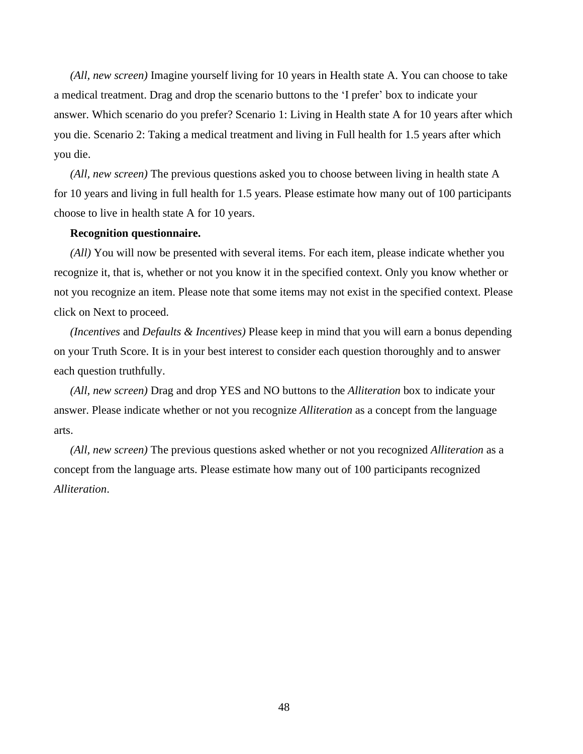*(All, new screen)* Imagine yourself living for 10 years in Health state A. You can choose to take a medical treatment. Drag and drop the scenario buttons to the 'I prefer' box to indicate your answer. Which scenario do you prefer? Scenario 1: Living in Health state A for 10 years after which you die. Scenario 2: Taking a medical treatment and living in Full health for 1.5 years after which you die.

*(All, new screen)* The previous questions asked you to choose between living in health state A for 10 years and living in full health for 1.5 years. Please estimate how many out of 100 participants choose to live in health state A for 10 years.

**Recognition questionnaire.**

*(All)* You will now be presented with several items. For each item, please indicate whether you recognize it, that is, whether or not you know it in the specified context. Only you know whether or not you recognize an item. Please note that some items may not exist in the specified context. Please click on Next to proceed.

*(Incentives* and *Defaults & Incentives)* Please keep in mind that you will earn a bonus depending on your Truth Score. It is in your best interest to consider each question thoroughly and to answer each question truthfully.

*(All, new screen)* Drag and drop YES and NO buttons to the *Alliteration* box to indicate your answer. Please indicate whether or not you recognize *Alliteration* as a concept from the language arts.

*(All, new screen)* The previous questions asked whether or not you recognized *Alliteration* as a concept from the language arts. Please estimate how many out of 100 participants recognized *Alliteration*.